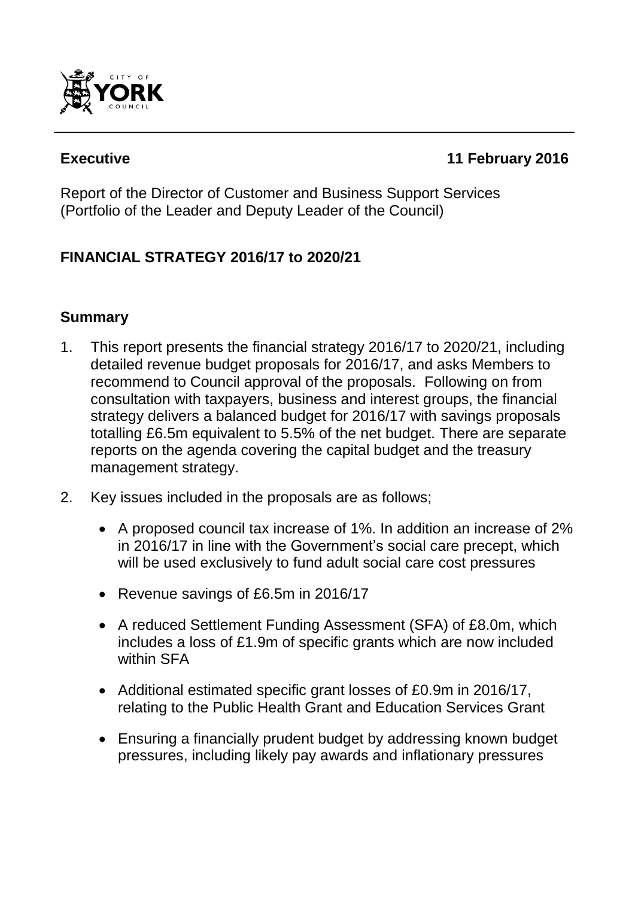**Executive** **11 February 2016**

Report of the Director of Customer and Business Support Services (Portfolio of the Leader and Deputy Leader of the Council)

**FINANCIAL STRATEGY 2016/17 to 2020/21**

## Summary

1. This report presents the financial strategy 2016/17 to 2020/21, including detailed revenue budget proposals for 2016/17, and asks Members to recommend to Council approval of the proposals. Following on from consultation with taxpayers, business and interest groups, the financial strategy delivers a balanced budget for 2016/17 with savings proposals totalling £6.5m equivalent to 5.5% of the net budget. There are separate reports on the agenda covering the capital budget and the treasury management strategy.

2. Key issues included in the proposals are as follows;

   - A proposed council tax increase of 1%. In addition an increase of 2% in 2016/17 in line with the Government's social care precept, which will be used exclusively to fund adult social care cost pressures
   - Revenue savings of £6.5m in 2016/17
   - A reduced Settlement Funding Assessment (SFA) of £8.0m, which includes a loss of £1.9m of specific grants which are now included within SFA
   - Additional estimated specific grant losses of £0.9m in 2016/17, relating to the Public Health Grant and Education Services Grant
   - Ensuring a financially prudent budget by addressing known budget pressures, including likely pay awards and inflationary pressures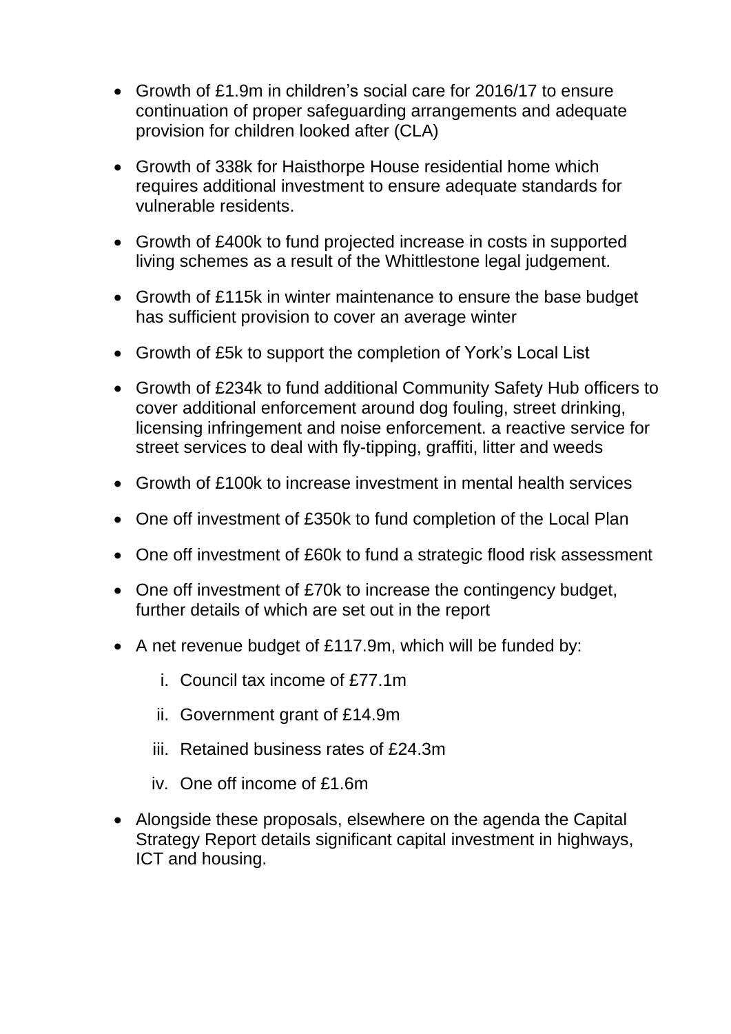- Growth of £1.9m in children's social care for 2016/17 to ensure continuation of proper safeguarding arrangements and adequate provision for children looked after (CLA)

- Growth of 338k for Haisthorpe House residential home which requires additional investment to ensure adequate standards for vulnerable residents.

- Growth of £400k to fund projected increase in costs in supported living schemes as a result of the Whittlestone legal judgement.

- Growth of £115k in winter maintenance to ensure the base budget has sufficient provision to cover an average winter

- Growth of £5k to support the completion of York's Local List

- Growth of £234k to fund additional Community Safety Hub officers to cover additional enforcement around dog fouling, street drinking, licensing infringement and noise enforcement. a reactive service for street services to deal with fly-tipping, graffiti, litter and weeds

- Growth of £100k to increase investment in mental health services

- One off investment of £350k to fund completion of the Local Plan

- One off investment of £60k to fund a strategic flood risk assessment

- One off investment of £70k to increase the contingency budget, further details of which are set out in the report

- A net revenue budget of £117.9m, which will be funded by:

    i. Council tax income of £77.1m

    ii. Government grant of £14.9m

    iii. Retained business rates of £24.3m

    iv. One off income of £1.6m

- Alongside these proposals, elsewhere on the agenda the Capital Strategy Report details significant capital investment in highways, ICT and housing.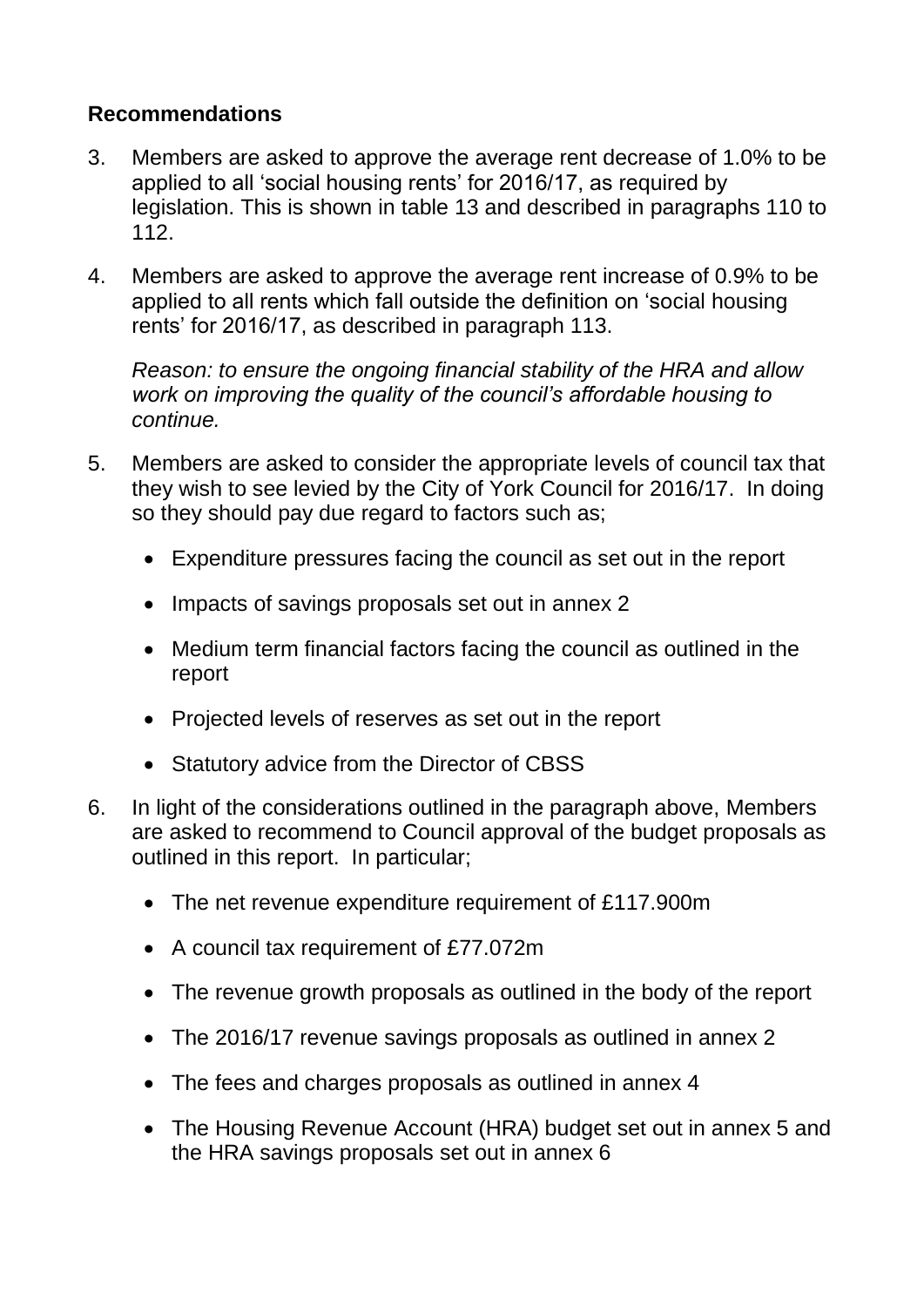## Recommendations

3. Members are asked to approve the average rent decrease of 1.0% to be applied to all 'social housing rents' for 2016/17, as required by legislation. This is shown in table 13 and described in paragraphs 110 to 112.

4. Members are asked to approve the average rent increase of 0.9% to be applied to all rents which fall outside the definition on 'social housing rents' for 2016/17, as described in paragraph 113.

   *Reason: to ensure the ongoing financial stability of the HRA and allow work on improving the quality of the council's affordable housing to continue.*

5. Members are asked to consider the appropriate levels of council tax that they wish to see levied by the City of York Council for 2016/17. In doing so they should pay due regard to factors such as;

   - Expenditure pressures facing the council as set out in the report
   - Impacts of savings proposals set out in annex 2
   - Medium term financial factors facing the council as outlined in the report
   - Projected levels of reserves as set out in the report
   - Statutory advice from the Director of CBSS

6. In light of the considerations outlined in the paragraph above, Members are asked to recommend to Council approval of the budget proposals as outlined in this report. In particular;

   - The net revenue expenditure requirement of £117.900m
   - A council tax requirement of £77.072m
   - The revenue growth proposals as outlined in the body of the report
   - The 2016/17 revenue savings proposals as outlined in annex 2
   - The fees and charges proposals as outlined in annex 4
   - The Housing Revenue Account (HRA) budget set out in annex 5 and the HRA savings proposals set out in annex 6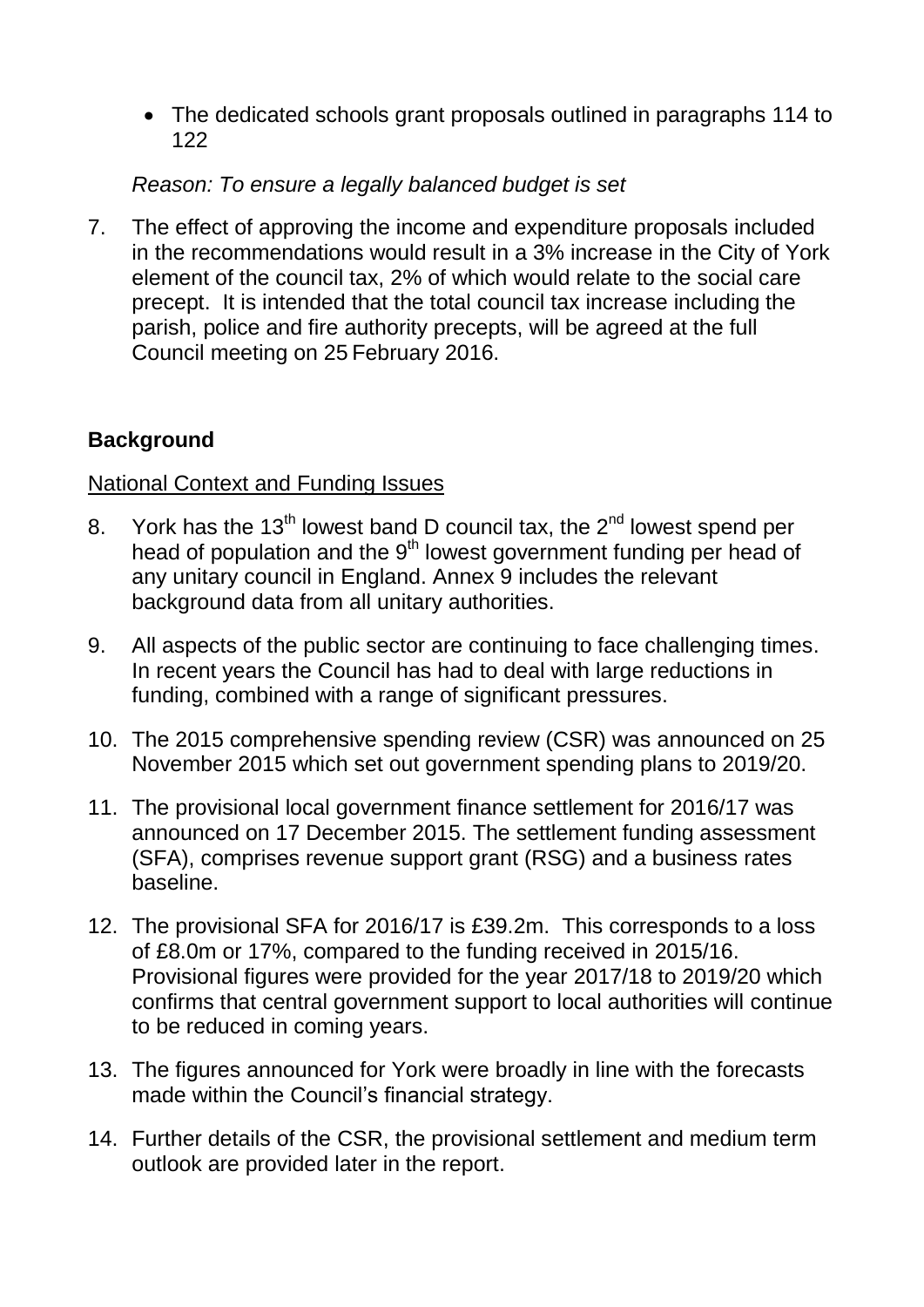- The dedicated schools grant proposals outlined in paragraphs 114 to 122

*Reason: To ensure a legally balanced budget is set*

7. The effect of approving the income and expenditure proposals included in the recommendations would result in a 3% increase in the City of York element of the council tax, 2% of which would relate to the social care precept. It is intended that the total council tax increase including the parish, police and fire authority precepts, will be agreed at the full Council meeting on 25 February 2016.

**Background**

National Context and Funding Issues

8. York has the 13th lowest band D council tax, the 2nd lowest spend per head of population and the 9th lowest government funding per head of any unitary council in England. Annex 9 includes the relevant background data from all unitary authorities.

9. All aspects of the public sector are continuing to face challenging times. In recent years the Council has had to deal with large reductions in funding, combined with a range of significant pressures.

10. The 2015 comprehensive spending review (CSR) was announced on 25 November 2015 which set out government spending plans to 2019/20.

11. The provisional local government finance settlement for 2016/17 was announced on 17 December 2015. The settlement funding assessment (SFA), comprises revenue support grant (RSG) and a business rates baseline.

12. The provisional SFA for 2016/17 is £39.2m. This corresponds to a loss of £8.0m or 17%, compared to the funding received in 2015/16. Provisional figures were provided for the year 2017/18 to 2019/20 which confirms that central government support to local authorities will continue to be reduced in coming years.

13. The figures announced for York were broadly in line with the forecasts made within the Council's financial strategy.

14. Further details of the CSR, the provisional settlement and medium term outlook are provided later in the report.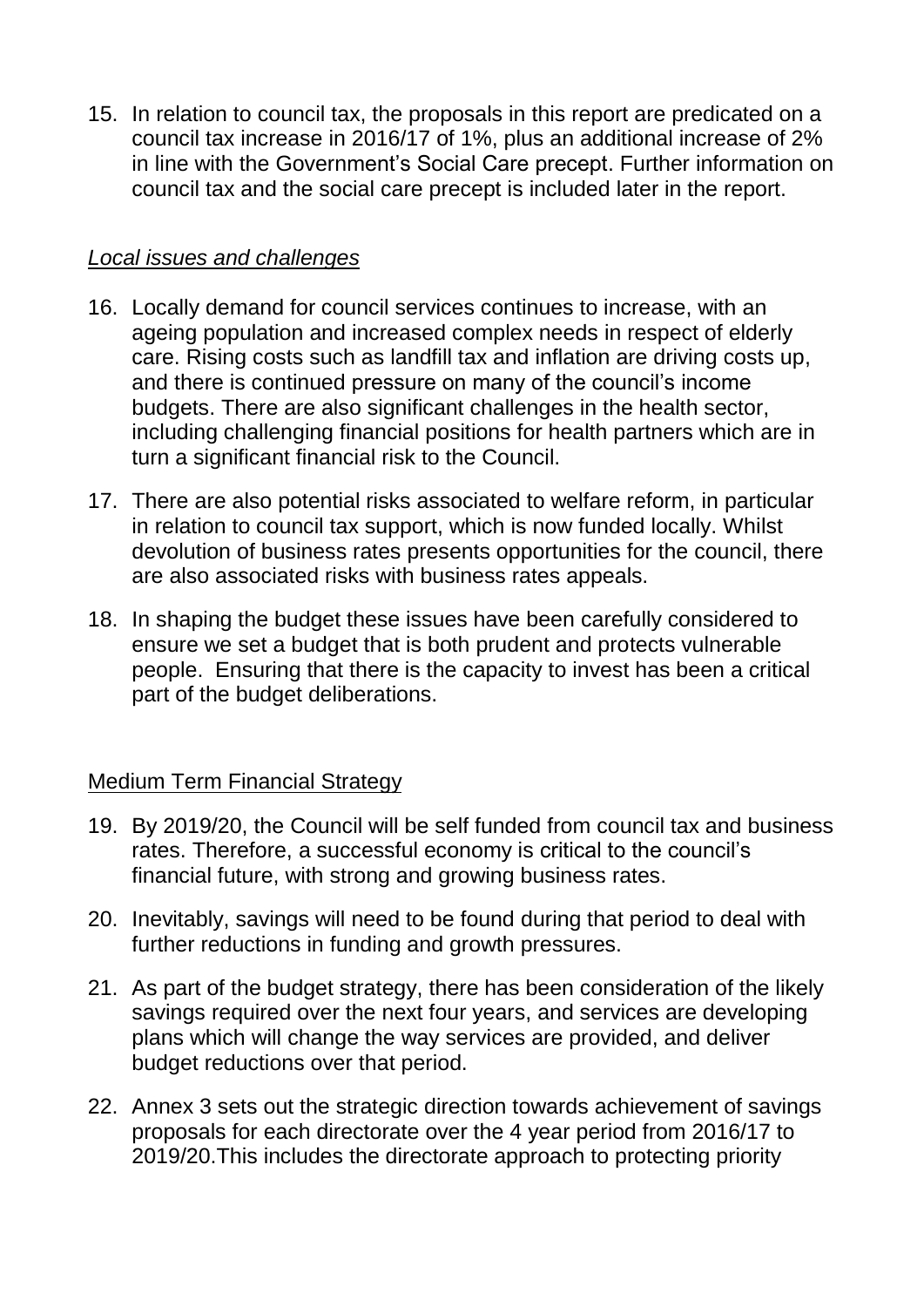15. In relation to council tax, the proposals in this report are predicated on a council tax increase in 2016/17 of 1%, plus an additional increase of 2% in line with the Government's Social Care precept. Further information on council tax and the social care precept is included later in the report.

*Local issues and challenges*

16. Locally demand for council services continues to increase, with an ageing population and increased complex needs in respect of elderly care. Rising costs such as landfill tax and inflation are driving costs up, and there is continued pressure on many of the council's income budgets. There are also significant challenges in the health sector, including challenging financial positions for health partners which are in turn a significant financial risk to the Council.

17. There are also potential risks associated to welfare reform, in particular in relation to council tax support, which is now funded locally. Whilst devolution of business rates presents opportunities for the council, there are also associated risks with business rates appeals.

18. In shaping the budget these issues have been carefully considered to ensure we set a budget that is both prudent and protects vulnerable people. Ensuring that there is the capacity to invest has been a critical part of the budget deliberations.

## Medium Term Financial Strategy

19. By 2019/20, the Council will be self funded from council tax and business rates. Therefore, a successful economy is critical to the council's financial future, with strong and growing business rates.

20. Inevitably, savings will need to be found during that period to deal with further reductions in funding and growth pressures.

21. As part of the budget strategy, there has been consideration of the likely savings required over the next four years, and services are developing plans which will change the way services are provided, and deliver budget reductions over that period.

22. Annex 3 sets out the strategic direction towards achievement of savings proposals for each directorate over the 4 year period from 2016/17 to 2019/20.This includes the directorate approach to protecting priority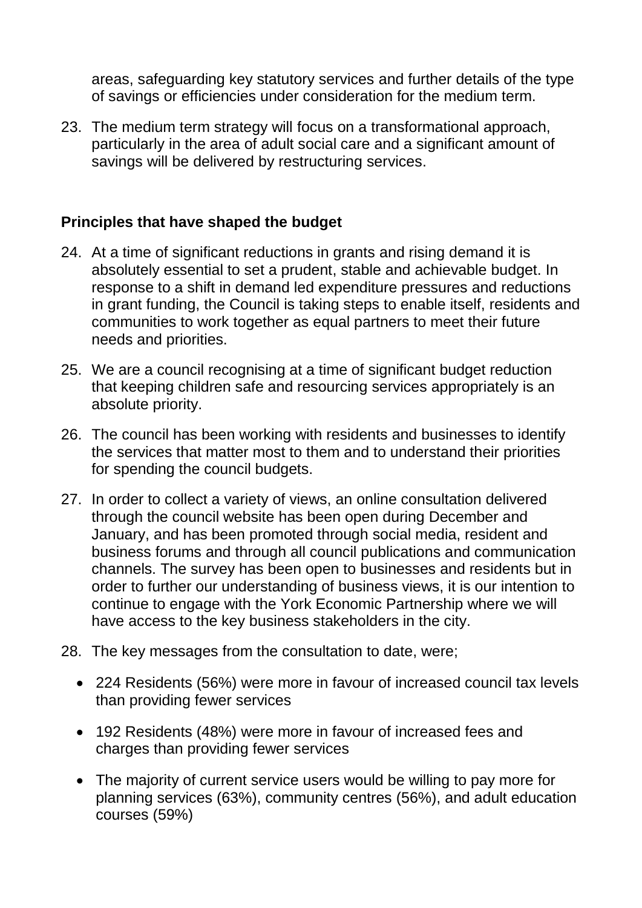areas, safeguarding key statutory services and further details of the type of savings or efficiencies under consideration for the medium term.

23. The medium term strategy will focus on a transformational approach, particularly in the area of adult social care and a significant amount of savings will be delivered by restructuring services.

**Principles that have shaped the budget**

24. At a time of significant reductions in grants and rising demand it is absolutely essential to set a prudent, stable and achievable budget. In response to a shift in demand led expenditure pressures and reductions in grant funding, the Council is taking steps to enable itself, residents and communities to work together as equal partners to meet their future needs and priorities.

25. We are a council recognising at a time of significant budget reduction that keeping children safe and resourcing services appropriately is an absolute priority.

26. The council has been working with residents and businesses to identify the services that matter most to them and to understand their priorities for spending the council budgets.

27. In order to collect a variety of views, an online consultation delivered through the council website has been open during December and January, and has been promoted through social media, resident and business forums and through all council publications and communication channels. The survey has been open to businesses and residents but in order to further our understanding of business views, it is our intention to continue to engage with the York Economic Partnership where we will have access to the key business stakeholders in the city.

28. The key messages from the consultation to date, were;

    - 224 Residents (56%) were more in favour of increased council tax levels than providing fewer services
    - 192 Residents (48%) were more in favour of increased fees and charges than providing fewer services
    - The majority of current service users would be willing to pay more for planning services (63%), community centres (56%), and adult education courses (59%)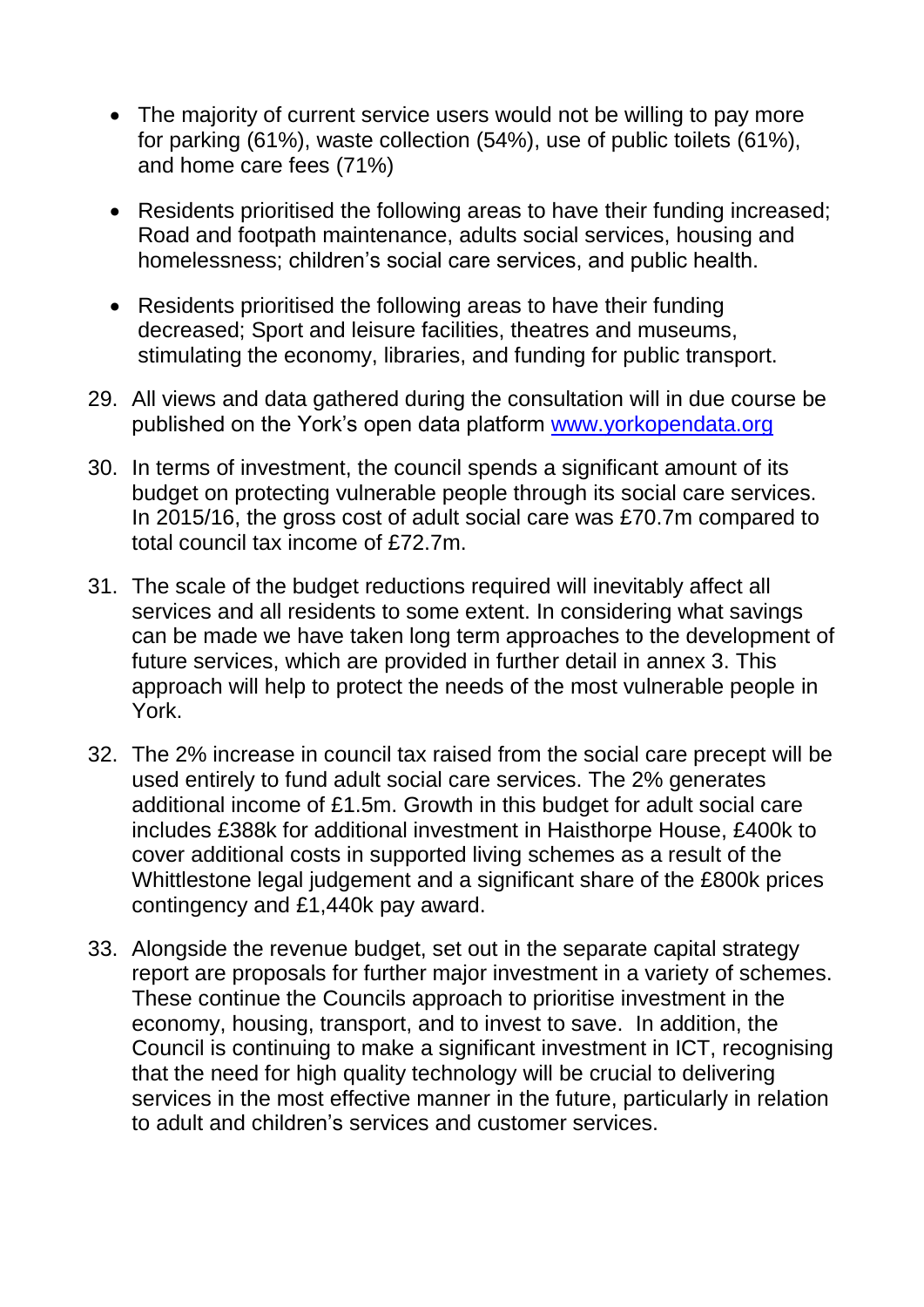- The majority of current service users would not be willing to pay more for parking (61%), waste collection (54%), use of public toilets (61%), and home care fees (71%)
- Residents prioritised the following areas to have their funding increased; Road and footpath maintenance, adults social services, housing and homelessness; children's social care services, and public health.
- Residents prioritised the following areas to have their funding decreased; Sport and leisure facilities, theatres and museums, stimulating the economy, libraries, and funding for public transport.

29. All views and data gathered during the consultation will in due course be published on the York's open data platform [www.yorkopendata.org](http://www.yorkopendata.org)

30. In terms of investment, the council spends a significant amount of its budget on protecting vulnerable people through its social care services. In 2015/16, the gross cost of adult social care was £70.7m compared to total council tax income of £72.7m.

31. The scale of the budget reductions required will inevitably affect all services and all residents to some extent. In considering what savings can be made we have taken long term approaches to the development of future services, which are provided in further detail in annex 3. This approach will help to protect the needs of the most vulnerable people in York.

32. The 2% increase in council tax raised from the social care precept will be used entirely to fund adult social care services. The 2% generates additional income of £1.5m. Growth in this budget for adult social care includes £388k for additional investment in Haisthorpe House, £400k to cover additional costs in supported living schemes as a result of the Whittlestone legal judgement and a significant share of the £800k prices contingency and £1,440k pay award.

33. Alongside the revenue budget, set out in the separate capital strategy report are proposals for further major investment in a variety of schemes. These continue the Councils approach to prioritise investment in the economy, housing, transport, and to invest to save. In addition, the Council is continuing to make a significant investment in ICT, recognising that the need for high quality technology will be crucial to delivering services in the most effective manner in the future, particularly in relation to adult and children's services and customer services.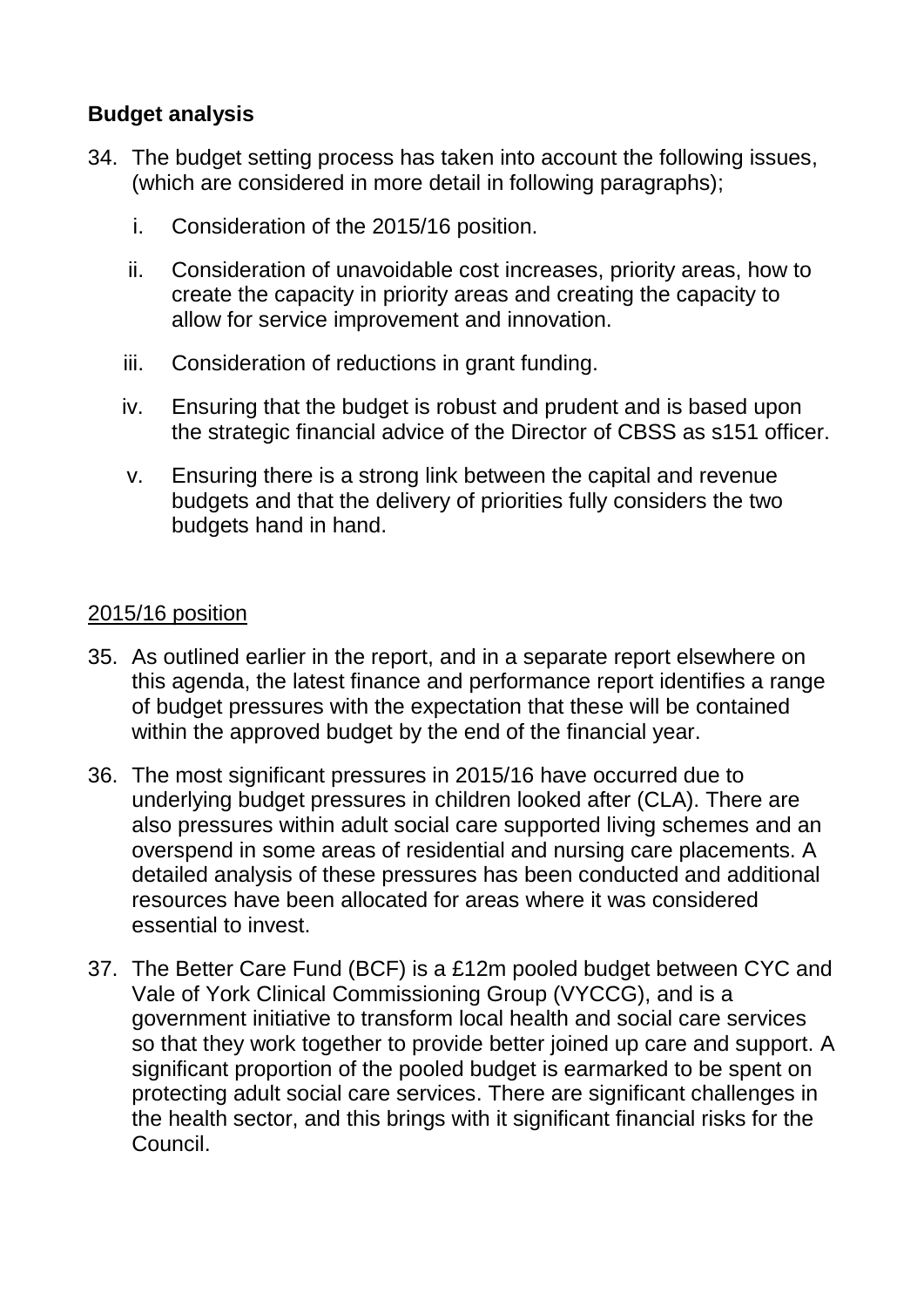## Budget analysis

34. The budget setting process has taken into account the following issues, (which are considered in more detail in following paragraphs);

    i. Consideration of the 2015/16 position.

    ii. Consideration of unavoidable cost increases, priority areas, how to create the capacity in priority areas and creating the capacity to allow for service improvement and innovation.

    iii. Consideration of reductions in grant funding.

    iv. Ensuring that the budget is robust and prudent and is based upon the strategic financial advice of the Director of CBSS as s151 officer.

    v. Ensuring there is a strong link between the capital and revenue budgets and that the delivery of priorities fully considers the two budgets hand in hand.

<u>2015/16 position</u>

35. As outlined earlier in the report, and in a separate report elsewhere on this agenda, the latest finance and performance report identifies a range of budget pressures with the expectation that these will be contained within the approved budget by the end of the financial year.

36. The most significant pressures in 2015/16 have occurred due to underlying budget pressures in children looked after (CLA). There are also pressures within adult social care supported living schemes and an overspend in some areas of residential and nursing care placements. A detailed analysis of these pressures has been conducted and additional resources have been allocated for areas where it was considered essential to invest.

37. The Better Care Fund (BCF) is a £12m pooled budget between CYC and Vale of York Clinical Commissioning Group (VYCCG), and is a government initiative to transform local health and social care services so that they work together to provide better joined up care and support. A significant proportion of the pooled budget is earmarked to be spent on protecting adult social care services. There are significant challenges in the health sector, and this brings with it significant financial risks for the Council.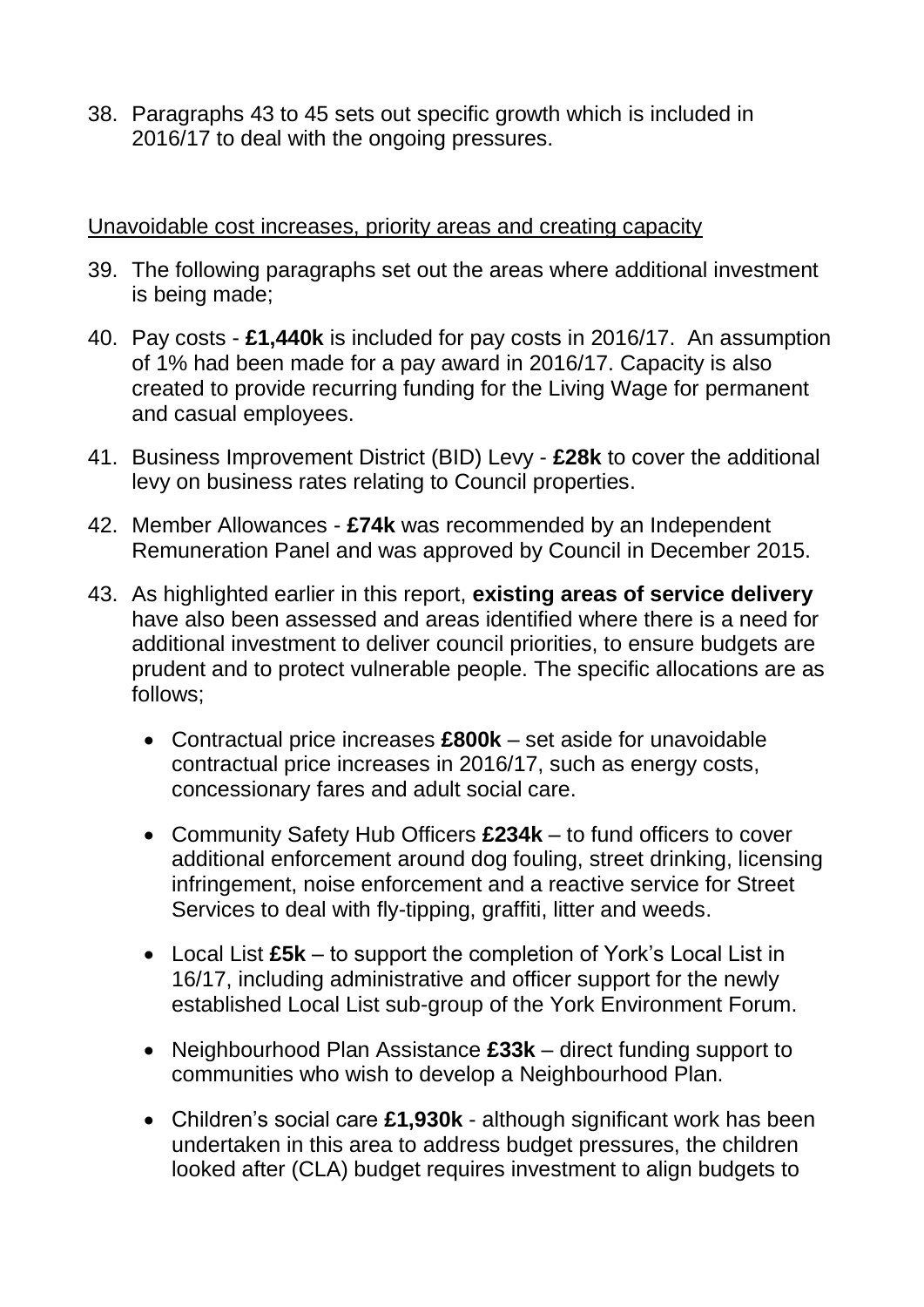38. Paragraphs 43 to 45 sets out specific growth which is included in 2016/17 to deal with the ongoing pressures.

Unavoidable cost increases, priority areas and creating capacity

39. The following paragraphs set out the areas where additional investment is being made;

40. Pay costs - **£1,440k** is included for pay costs in 2016/17. An assumption of 1% had been made for a pay award in 2016/17. Capacity is also created to provide recurring funding for the Living Wage for permanent and casual employees.

41. Business Improvement District (BID) Levy - **£28k** to cover the additional levy on business rates relating to Council properties.

42. Member Allowances - **£74k** was recommended by an Independent Remuneration Panel and was approved by Council in December 2015.

43. As highlighted earlier in this report, **existing areas of service delivery** have also been assessed and areas identified where there is a need for additional investment to deliver council priorities, to ensure budgets are prudent and to protect vulnerable people. The specific allocations are as follows;

    - Contractual price increases **£800k** – set aside for unavoidable contractual price increases in 2016/17, such as energy costs, concessionary fares and adult social care.

    - Community Safety Hub Officers **£234k** – to fund officers to cover additional enforcement around dog fouling, street drinking, licensing infringement, noise enforcement and a reactive service for Street Services to deal with fly-tipping, graffiti, litter and weeds.

    - Local List **£5k** – to support the completion of York's Local List in 16/17, including administrative and officer support for the newly established Local List sub-group of the York Environment Forum.

    - Neighbourhood Plan Assistance **£33k** – direct funding support to communities who wish to develop a Neighbourhood Plan.

    - Children's social care **£1,930k** - although significant work has been undertaken in this area to address budget pressures, the children looked after (CLA) budget requires investment to align budgets to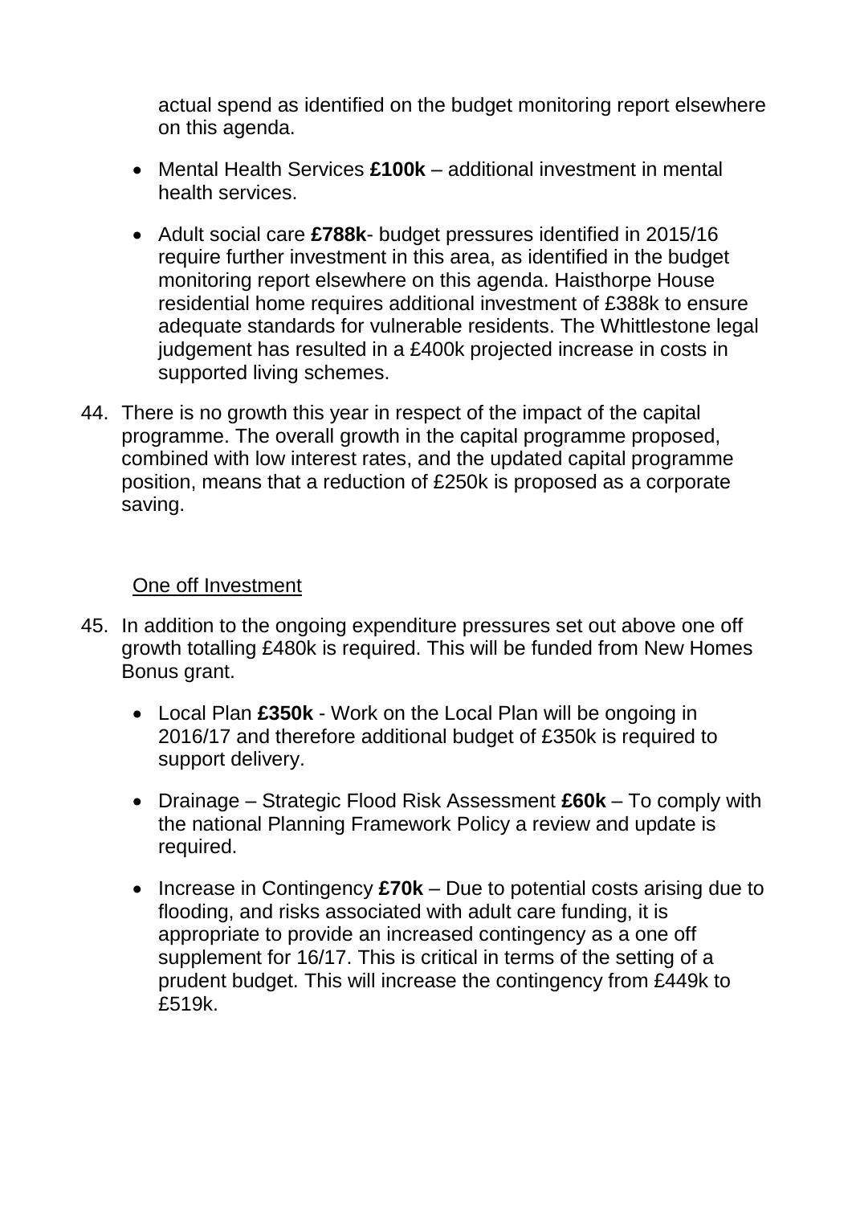actual spend as identified on the budget monitoring report elsewhere on this agenda.

- Mental Health Services **£100k** – additional investment in mental health services.

- Adult social care **£788k**- budget pressures identified in 2015/16 require further investment in this area, as identified in the budget monitoring report elsewhere on this agenda. Haisthorpe House residential home requires additional investment of £388k to ensure adequate standards for vulnerable residents. The Whittlestone legal judgement has resulted in a £400k projected increase in costs in supported living schemes.

44. There is no growth this year in respect of the impact of the capital programme. The overall growth in the capital programme proposed, combined with low interest rates, and the updated capital programme position, means that a reduction of £250k is proposed as a corporate saving.

One off Investment

45. In addition to the ongoing expenditure pressures set out above one off growth totalling £480k is required. This will be funded from New Homes Bonus grant.

    - Local Plan **£350k** - Work on the Local Plan will be ongoing in 2016/17 and therefore additional budget of £350k is required to support delivery.

    - Drainage – Strategic Flood Risk Assessment **£60k** – To comply with the national Planning Framework Policy a review and update is required.

    - Increase in Contingency **£70k** – Due to potential costs arising due to flooding, and risks associated with adult care funding, it is appropriate to provide an increased contingency as a one off supplement for 16/17. This is critical in terms of the setting of a prudent budget. This will increase the contingency from £449k to £519k.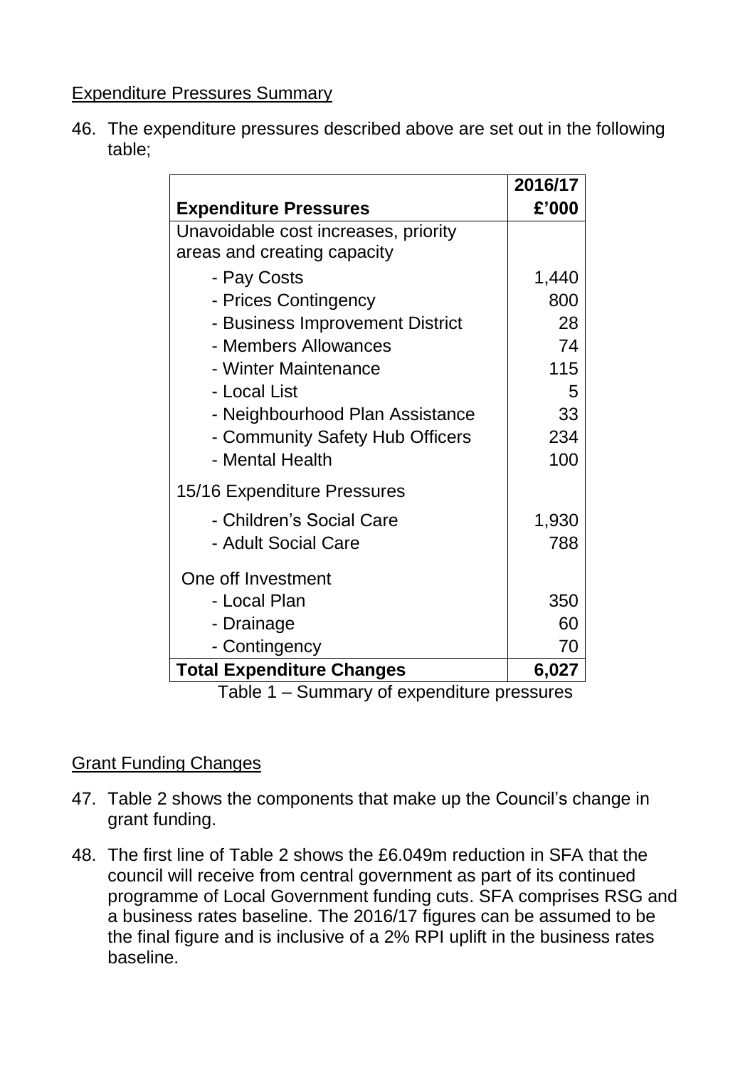Expenditure Pressures Summary

46. The expenditure pressures described above are set out in the following table;

| **Expenditure Pressures** | **2016/17 £'000** |
|---|---|
| Unavoidable cost increases, priority areas and creating capacity | |
| - Pay Costs | 1,440 |
| - Prices Contingency | 800 |
| - Business Improvement District | 28 |
| - Members Allowances | 74 |
| - Winter Maintenance | 115 |
| - Local List | 5 |
| - Neighbourhood Plan Assistance | 33 |
| - Community Safety Hub Officers | 234 |
| - Mental Health | 100 |
| 15/16 Expenditure Pressures | |
| - Children's Social Care | 1,930 |
| - Adult Social Care | 788 |
| One off Investment | |
| - Local Plan | 350 |
| - Drainage | 60 |
| - Contingency | 70 |
| **Total Expenditure Changes** | **6,027** |

Table 1 – Summary of expenditure pressures

Grant Funding Changes

47. Table 2 shows the components that make up the Council's change in grant funding.

48. The first line of Table 2 shows the £6.049m reduction in SFA that the council will receive from central government as part of its continued programme of Local Government funding cuts. SFA comprises RSG and a business rates baseline. The 2016/17 figures can be assumed to be the final figure and is inclusive of a 2% RPI uplift in the business rates baseline.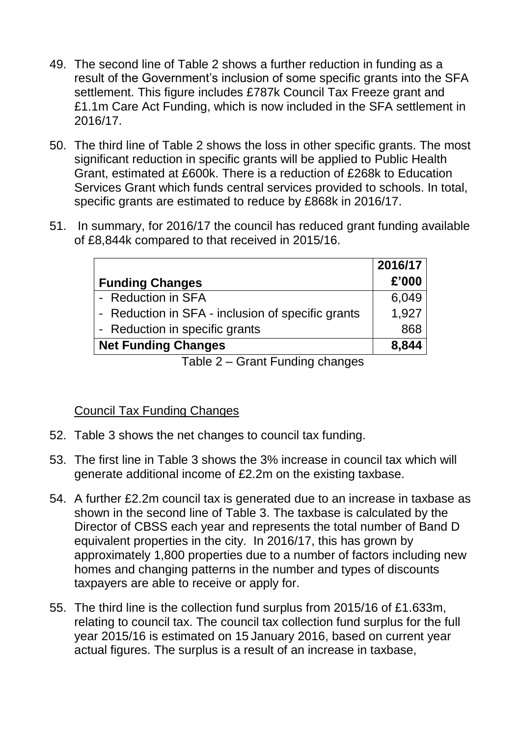49. The second line of Table 2 shows a further reduction in funding as a result of the Government's inclusion of some specific grants into the SFA settlement. This figure includes £787k Council Tax Freeze grant and £1.1m Care Act Funding, which is now included in the SFA settlement in 2016/17.

50. The third line of Table 2 shows the loss in other specific grants. The most significant reduction in specific grants will be applied to Public Health Grant, estimated at £600k. There is a reduction of £268k to Education Services Grant which funds central services provided to schools. In total, specific grants are estimated to reduce by £868k in 2016/17.

51. In summary, for 2016/17 the council has reduced grant funding available of £8,844k compared to that received in 2015/16.

| Funding Changes | 2016/17 £'000 |
|---|---|
| - Reduction in SFA | 6,049 |
| - Reduction in SFA - inclusion of specific grants | 1,927 |
| - Reduction in specific grants | 868 |
| **Net Funding Changes** | **8,844** |

Table 2 – Grant Funding changes

Council Tax Funding Changes

52. Table 3 shows the net changes to council tax funding.

53. The first line in Table 3 shows the 3% increase in council tax which will generate additional income of £2.2m on the existing taxbase.

54. A further £2.2m council tax is generated due to an increase in taxbase as shown in the second line of Table 3. The taxbase is calculated by the Director of CBSS each year and represents the total number of Band D equivalent properties in the city. In 2016/17, this has grown by approximately 1,800 properties due to a number of factors including new homes and changing patterns in the number and types of discounts taxpayers are able to receive or apply for.

55. The third line is the collection fund surplus from 2015/16 of £1.633m, relating to council tax. The council tax collection fund surplus for the full year 2015/16 is estimated on 15 January 2016, based on current year actual figures. The surplus is a result of an increase in taxbase,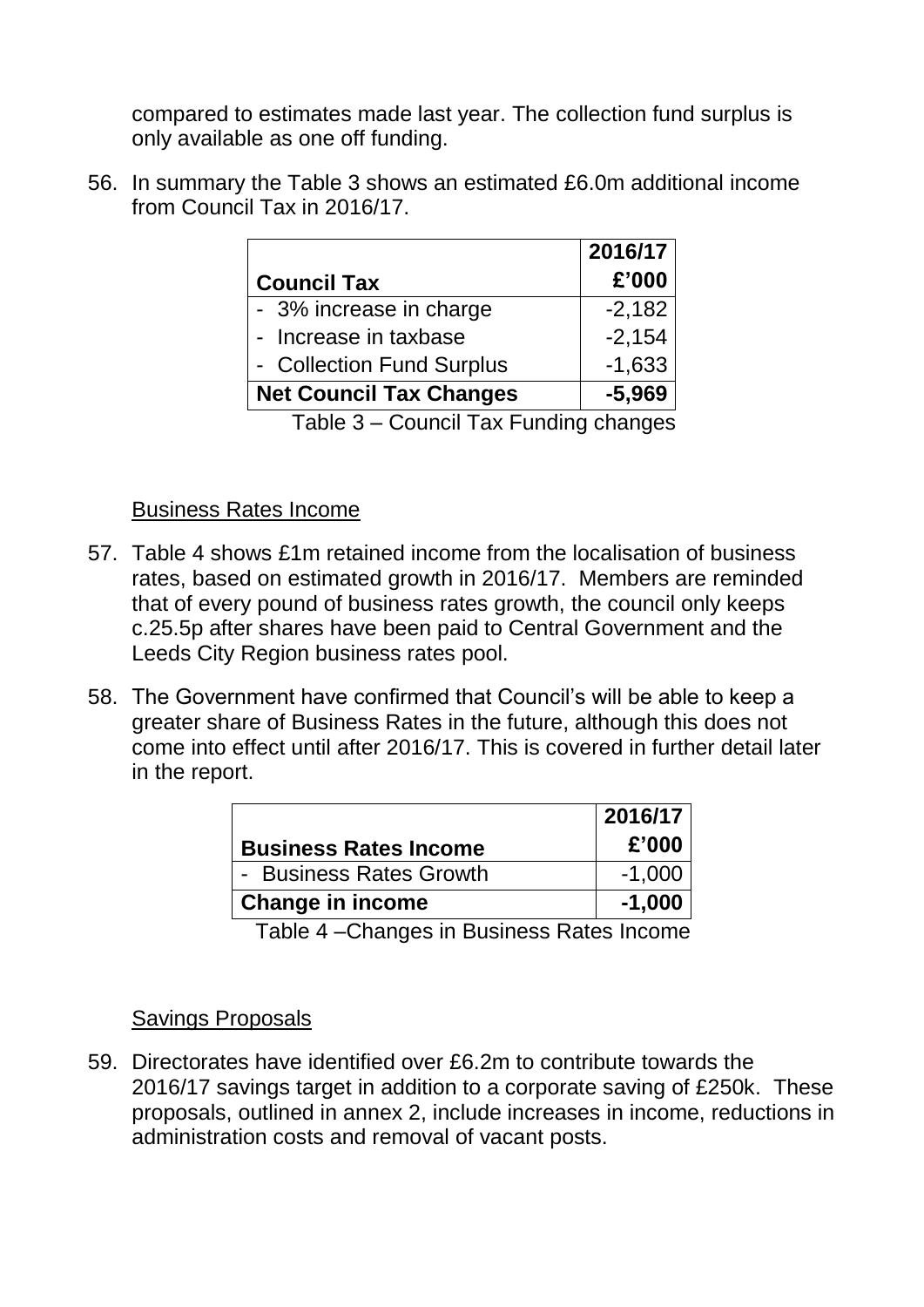compared to estimates made last year. The collection fund surplus is only available as one off funding.

56. In summary the Table 3 shows an estimated £6.0m additional income from Council Tax in 2016/17.

| Council Tax | 2016/17 £'000 |
|---|---|
| - 3% increase in charge | -2,182 |
| - Increase in taxbase | -2,154 |
| - Collection Fund Surplus | -1,633 |
| **Net Council Tax Changes** | **-5,969** |

Table 3 – Council Tax Funding changes

<u>Business Rates Income</u>

57. Table 4 shows £1m retained income from the localisation of business rates, based on estimated growth in 2016/17. Members are reminded that of every pound of business rates growth, the council only keeps c.25.5p after shares have been paid to Central Government and the Leeds City Region business rates pool.

58. The Government have confirmed that Council's will be able to keep a greater share of Business Rates in the future, although this does not come into effect until after 2016/17. This is covered in further detail later in the report.

| Business Rates Income | 2016/17 £'000 |
|---|---|
| - Business Rates Growth | -1,000 |
| **Change in income** | **-1,000** |

Table 4 –Changes in Business Rates Income

<u>Savings Proposals</u>

59. Directorates have identified over £6.2m to contribute towards the 2016/17 savings target in addition to a corporate saving of £250k. These proposals, outlined in annex 2, include increases in income, reductions in administration costs and removal of vacant posts.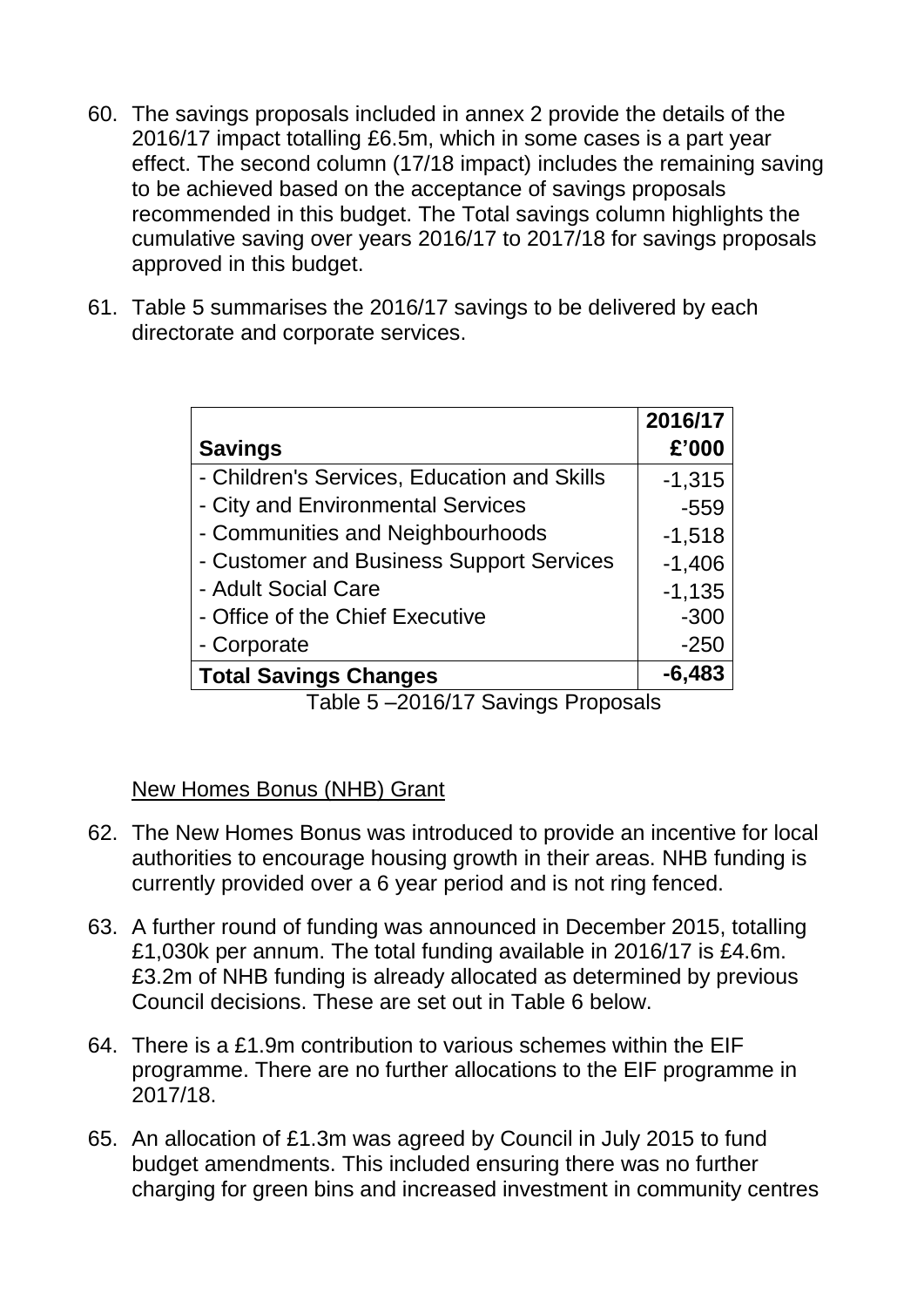60. The savings proposals included in annex 2 provide the details of the 2016/17 impact totalling £6.5m, which in some cases is a part year effect. The second column (17/18 impact) includes the remaining saving to be achieved based on the acceptance of savings proposals recommended in this budget. The Total savings column highlights the cumulative saving over years 2016/17 to 2017/18 for savings proposals approved in this budget.

61. Table 5 summarises the 2016/17 savings to be delivered by each directorate and corporate services.

| **Savings** | **2016/17 £'000** |
|---|---|
| - Children's Services, Education and Skills | -1,315 |
| - City and Environmental Services | -559 |
| - Communities and Neighbourhoods | -1,518 |
| - Customer and Business Support Services | -1,406 |
| - Adult Social Care | -1,135 |
| - Office of the Chief Executive | -300 |
| - Corporate | -250 |
| **Total Savings Changes** | **-6,483** |

Table 5 –2016/17 Savings Proposals

New Homes Bonus (NHB) Grant

62. The New Homes Bonus was introduced to provide an incentive for local authorities to encourage housing growth in their areas. NHB funding is currently provided over a 6 year period and is not ring fenced.

63. A further round of funding was announced in December 2015, totalling £1,030k per annum. The total funding available in 2016/17 is £4.6m. £3.2m of NHB funding is already allocated as determined by previous Council decisions. These are set out in Table 6 below.

64. There is a £1.9m contribution to various schemes within the EIF programme. There are no further allocations to the EIF programme in 2017/18.

65. An allocation of £1.3m was agreed by Council in July 2015 to fund budget amendments. This included ensuring there was no further charging for green bins and increased investment in community centres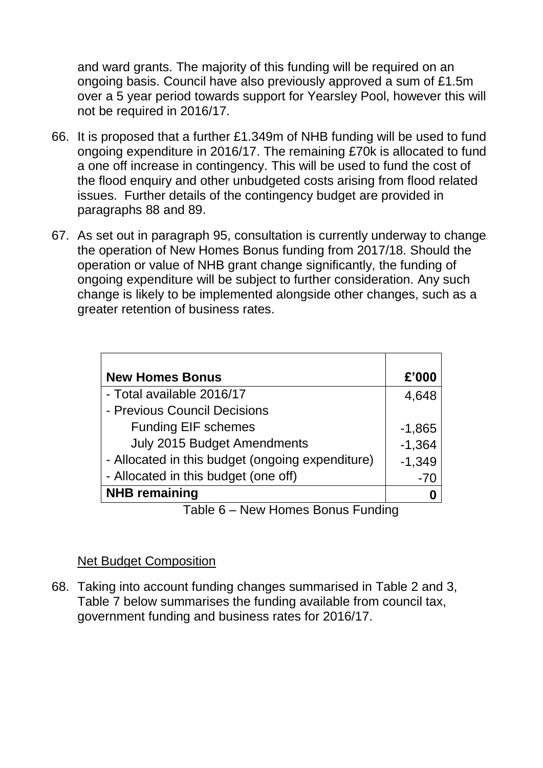and ward grants. The majority of this funding will be required on an ongoing basis. Council have also previously approved a sum of £1.5m over a 5 year period towards support for Yearsley Pool, however this will not be required in 2016/17.

66. It is proposed that a further £1.349m of NHB funding will be used to fund ongoing expenditure in 2016/17. The remaining £70k is allocated to fund a one off increase in contingency. This will be used to fund the cost of the flood enquiry and other unbudgeted costs arising from flood related issues. Further details of the contingency budget are provided in paragraphs 88 and 89.

67. As set out in paragraph 95, consultation is currently underway to change the operation of New Homes Bonus funding from 2017/18. Should the operation or value of NHB grant change significantly, the funding of ongoing expenditure will be subject to further consideration. Any such change is likely to be implemented alongside other changes, such as a greater retention of business rates.

| **New Homes Bonus** | **£'000** |
|---|---|
| - Total available 2016/17 | 4,648 |
| - Previous Council Decisions | |
| Funding EIF schemes | -1,865 |
| July 2015 Budget Amendments | -1,364 |
| - Allocated in this budget (ongoing expenditure) | -1,349 |
| - Allocated in this budget (one off) | -70 |
| **NHB remaining** | **0** |

Table 6 – New Homes Bonus Funding

Net Budget Composition

68. Taking into account funding changes summarised in Table 2 and 3, Table 7 below summarises the funding available from council tax, government funding and business rates for 2016/17.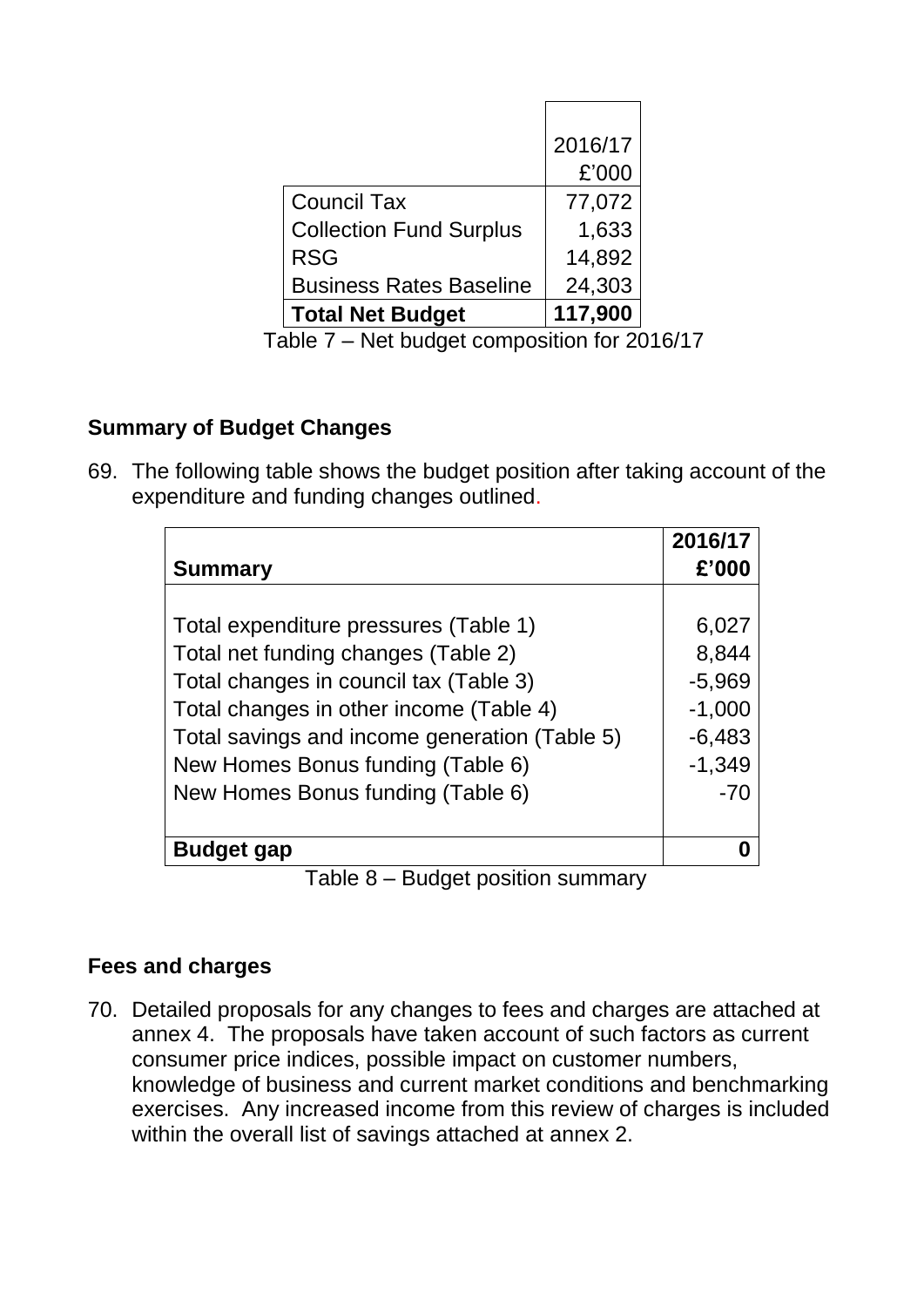| | 2016/17 £'000 |
|---|---|
| Council Tax | 77,072 |
| Collection Fund Surplus | 1,633 |
| RSG | 14,892 |
| Business Rates Baseline | 24,303 |
| **Total Net Budget** | **117,900** |

Table 7 – Net budget composition for 2016/17

### Summary of Budget Changes

69. The following table shows the budget position after taking account of the expenditure and funding changes outlined.

| **Summary** | **2016/17 £'000** |
|---|---|
| Total expenditure pressures (Table 1) | 6,027 |
| Total net funding changes (Table 2) | 8,844 |
| Total changes in council tax (Table 3) | -5,969 |
| Total changes in other income (Table 4) | -1,000 |
| Total savings and income generation (Table 5) | -6,483 |
| New Homes Bonus funding (Table 6) | -1,349 |
| New Homes Bonus funding (Table 6) | -70 |
| **Budget gap** | **0** |

Table 8 – Budget position summary

### Fees and charges

70. Detailed proposals for any changes to fees and charges are attached at annex 4. The proposals have taken account of such factors as current consumer price indices, possible impact on customer numbers, knowledge of business and current market conditions and benchmarking exercises. Any increased income from this review of charges is included within the overall list of savings attached at annex 2.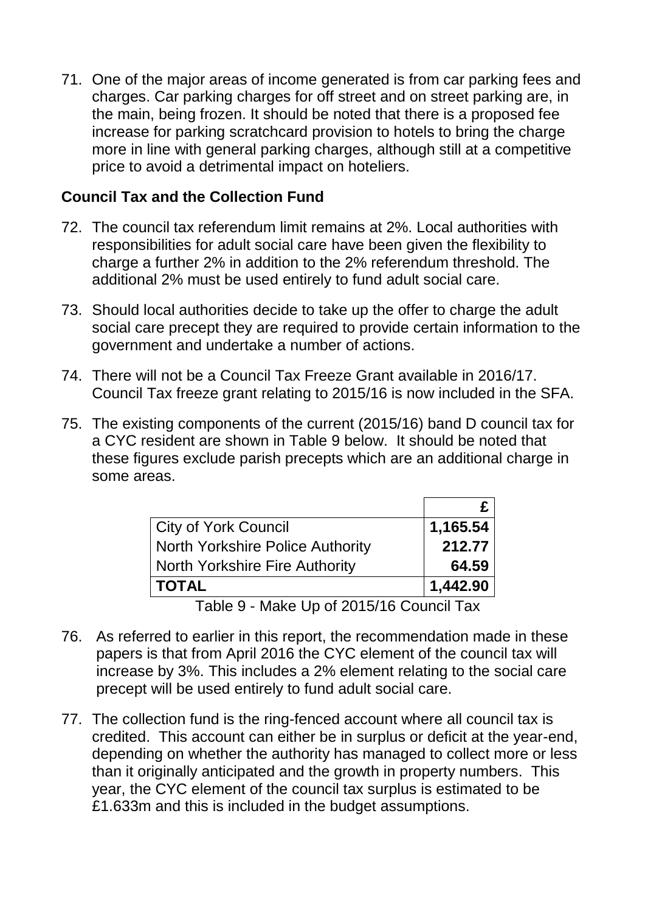71. One of the major areas of income generated is from car parking fees and charges. Car parking charges for off street and on street parking are, in the main, being frozen. It should be noted that there is a proposed fee increase for parking scratchcard provision to hotels to bring the charge more in line with general parking charges, although still at a competitive price to avoid a detrimental impact on hoteliers.

**Council Tax and the Collection Fund**

72. The council tax referendum limit remains at 2%. Local authorities with responsibilities for adult social care have been given the flexibility to charge a further 2% in addition to the 2% referendum threshold. The additional 2% must be used entirely to fund adult social care.

73. Should local authorities decide to take up the offer to charge the adult social care precept they are required to provide certain information to the government and undertake a number of actions.

74. There will not be a Council Tax Freeze Grant available in 2016/17. Council Tax freeze grant relating to 2015/16 is now included in the SFA.

75. The existing components of the current (2015/16) band D council tax for a CYC resident are shown in Table 9 below. It should be noted that these figures exclude parish precepts which are an additional charge in some areas.

| | £ |
|---|---|
| City of York Council | 1,165.54 |
| North Yorkshire Police Authority | 212.77 |
| North Yorkshire Fire Authority | 64.59 |
| **TOTAL** | **1,442.90** |

Table 9 - Make Up of 2015/16 Council Tax

76. As referred to earlier in this report, the recommendation made in these papers is that from April 2016 the CYC element of the council tax will increase by 3%. This includes a 2% element relating to the social care precept will be used entirely to fund adult social care.

77. The collection fund is the ring-fenced account where all council tax is credited. This account can either be in surplus or deficit at the year-end, depending on whether the authority has managed to collect more or less than it originally anticipated and the growth in property numbers. This year, the CYC element of the council tax surplus is estimated to be £1.633m and this is included in the budget assumptions.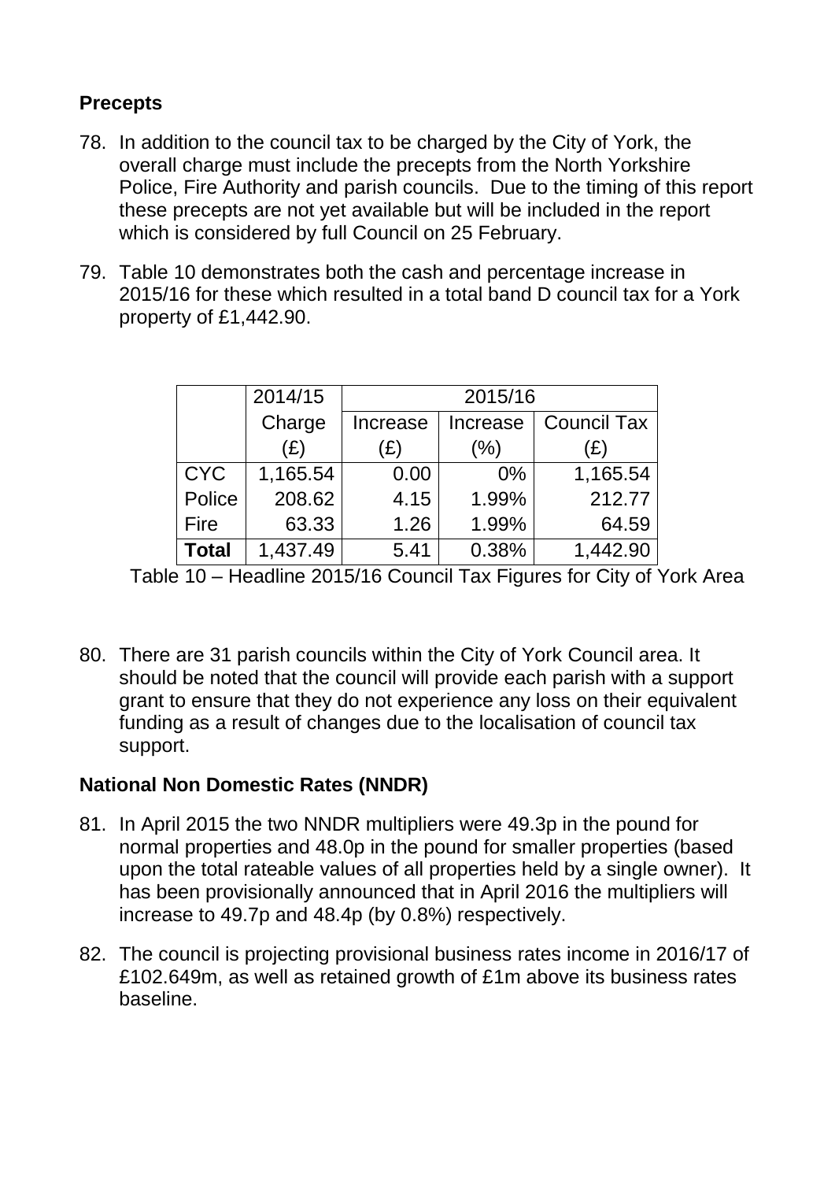## Precepts

78. In addition to the council tax to be charged by the City of York, the overall charge must include the precepts from the North Yorkshire Police, Fire Authority and parish councils. Due to the timing of this report these precepts are not yet available but will be included in the report which is considered by full Council on 25 February.

79. Table 10 demonstrates both the cash and percentage increase in 2015/16 for these which resulted in a total band D council tax for a York property of £1,442.90.

| | 2014/15 | 2015/16 | | |
|---|---|---|---|---|
| | Charge (£) | Increase (£) | Increase (%) | Council Tax (£) |
| CYC | 1,165.54 | 0.00 | 0% | 1,165.54 |
| Police | 208.62 | 4.15 | 1.99% | 212.77 |
| Fire | 63.33 | 1.26 | 1.99% | 64.59 |
| **Total** | 1,437.49 | 5.41 | 0.38% | 1,442.90 |

Table 10 – Headline 2015/16 Council Tax Figures for City of York Area

80. There are 31 parish councils within the City of York Council area. It should be noted that the council will provide each parish with a support grant to ensure that they do not experience any loss on their equivalent funding as a result of changes due to the localisation of council tax support.

## National Non Domestic Rates (NNDR)

81. In April 2015 the two NNDR multipliers were 49.3p in the pound for normal properties and 48.0p in the pound for smaller properties (based upon the total rateable values of all properties held by a single owner). It has been provisionally announced that in April 2016 the multipliers will increase to 49.7p and 48.4p (by 0.8%) respectively.

82. The council is projecting provisional business rates income in 2016/17 of £102.649m, as well as retained growth of £1m above its business rates baseline.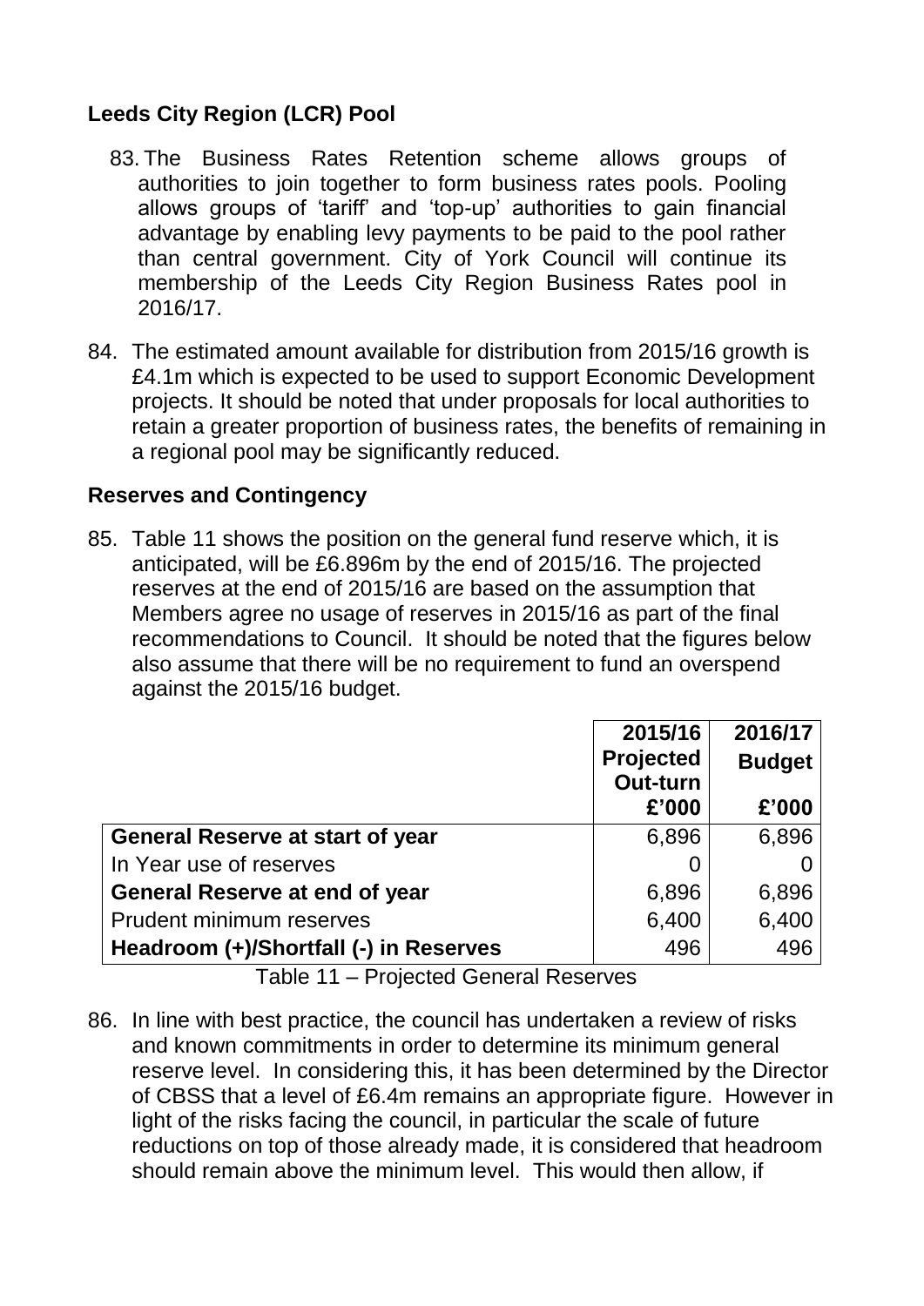## Leeds City Region (LCR) Pool

83. The Business Rates Retention scheme allows groups of authorities to join together to form business rates pools. Pooling allows groups of 'tariff' and 'top-up' authorities to gain financial advantage by enabling levy payments to be paid to the pool rather than central government. City of York Council will continue its membership of the Leeds City Region Business Rates pool in 2016/17.

84. The estimated amount available for distribution from 2015/16 growth is £4.1m which is expected to be used to support Economic Development projects. It should be noted that under proposals for local authorities to retain a greater proportion of business rates, the benefits of remaining in a regional pool may be significantly reduced.

## Reserves and Contingency

85. Table 11 shows the position on the general fund reserve which, it is anticipated, will be £6.896m by the end of 2015/16. The projected reserves at the end of 2015/16 are based on the assumption that Members agree no usage of reserves in 2015/16 as part of the final recommendations to Council. It should be noted that the figures below also assume that there will be no requirement to fund an overspend against the 2015/16 budget.

| | 2015/16 Projected Out-turn £'000 | 2016/17 Budget £'000 |
|---|---|---|
| **General Reserve at start of year** | 6,896 | 6,896 |
| In Year use of reserves | 0 | 0 |
| **General Reserve at end of year** | 6,896 | 6,896 |
| Prudent minimum reserves | 6,400 | 6,400 |
| **Headroom (+)/Shortfall (-) in Reserves** | 496 | 496 |

Table 11 – Projected General Reserves

86. In line with best practice, the council has undertaken a review of risks and known commitments in order to determine its minimum general reserve level. In considering this, it has been determined by the Director of CBSS that a level of £6.4m remains an appropriate figure. However in light of the risks facing the council, in particular the scale of future reductions on top of those already made, it is considered that headroom should remain above the minimum level. This would then allow, if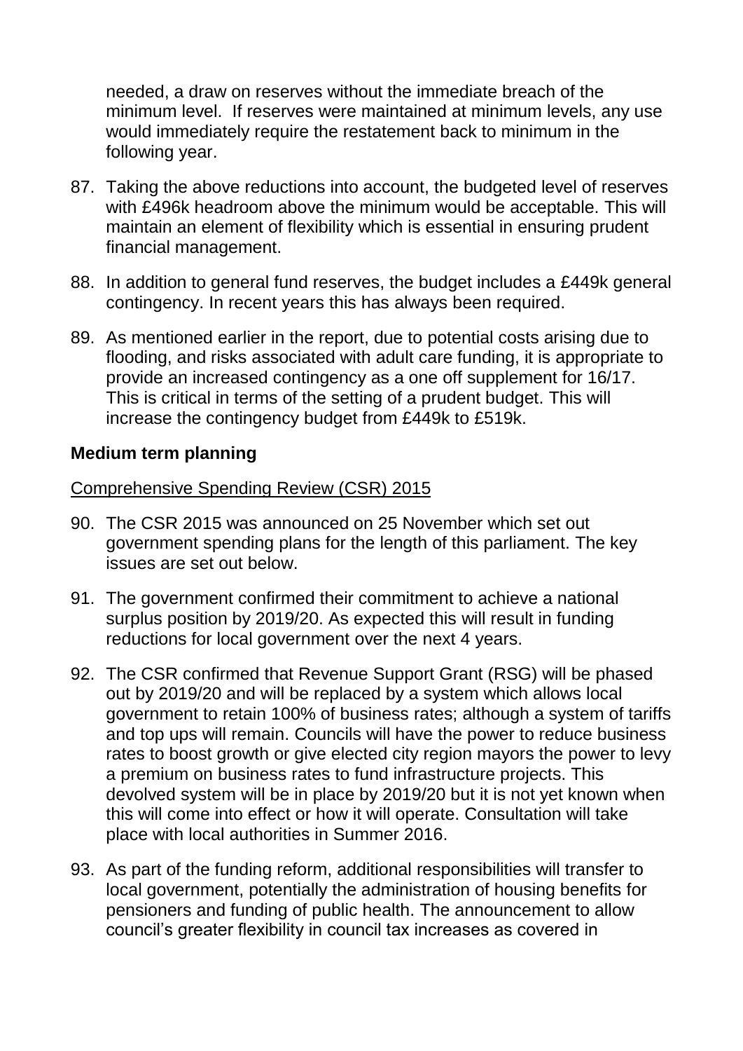needed, a draw on reserves without the immediate breach of the minimum level. If reserves were maintained at minimum levels, any use would immediately require the restatement back to minimum in the following year.

87. Taking the above reductions into account, the budgeted level of reserves with £496k headroom above the minimum would be acceptable. This will maintain an element of flexibility which is essential in ensuring prudent financial management.

88. In addition to general fund reserves, the budget includes a £449k general contingency. In recent years this has always been required.

89. As mentioned earlier in the report, due to potential costs arising due to flooding, and risks associated with adult care funding, it is appropriate to provide an increased contingency as a one off supplement for 16/17. This is critical in terms of the setting of a prudent budget. This will increase the contingency budget from £449k to £519k.

**Medium term planning**

Comprehensive Spending Review (CSR) 2015

90. The CSR 2015 was announced on 25 November which set out government spending plans for the length of this parliament. The key issues are set out below.

91. The government confirmed their commitment to achieve a national surplus position by 2019/20. As expected this will result in funding reductions for local government over the next 4 years.

92. The CSR confirmed that Revenue Support Grant (RSG) will be phased out by 2019/20 and will be replaced by a system which allows local government to retain 100% of business rates; although a system of tariffs and top ups will remain. Councils will have the power to reduce business rates to boost growth or give elected city region mayors the power to levy a premium on business rates to fund infrastructure projects. This devolved system will be in place by 2019/20 but it is not yet known when this will come into effect or how it will operate. Consultation will take place with local authorities in Summer 2016.

93. As part of the funding reform, additional responsibilities will transfer to local government, potentially the administration of housing benefits for pensioners and funding of public health. The announcement to allow council's greater flexibility in council tax increases as covered in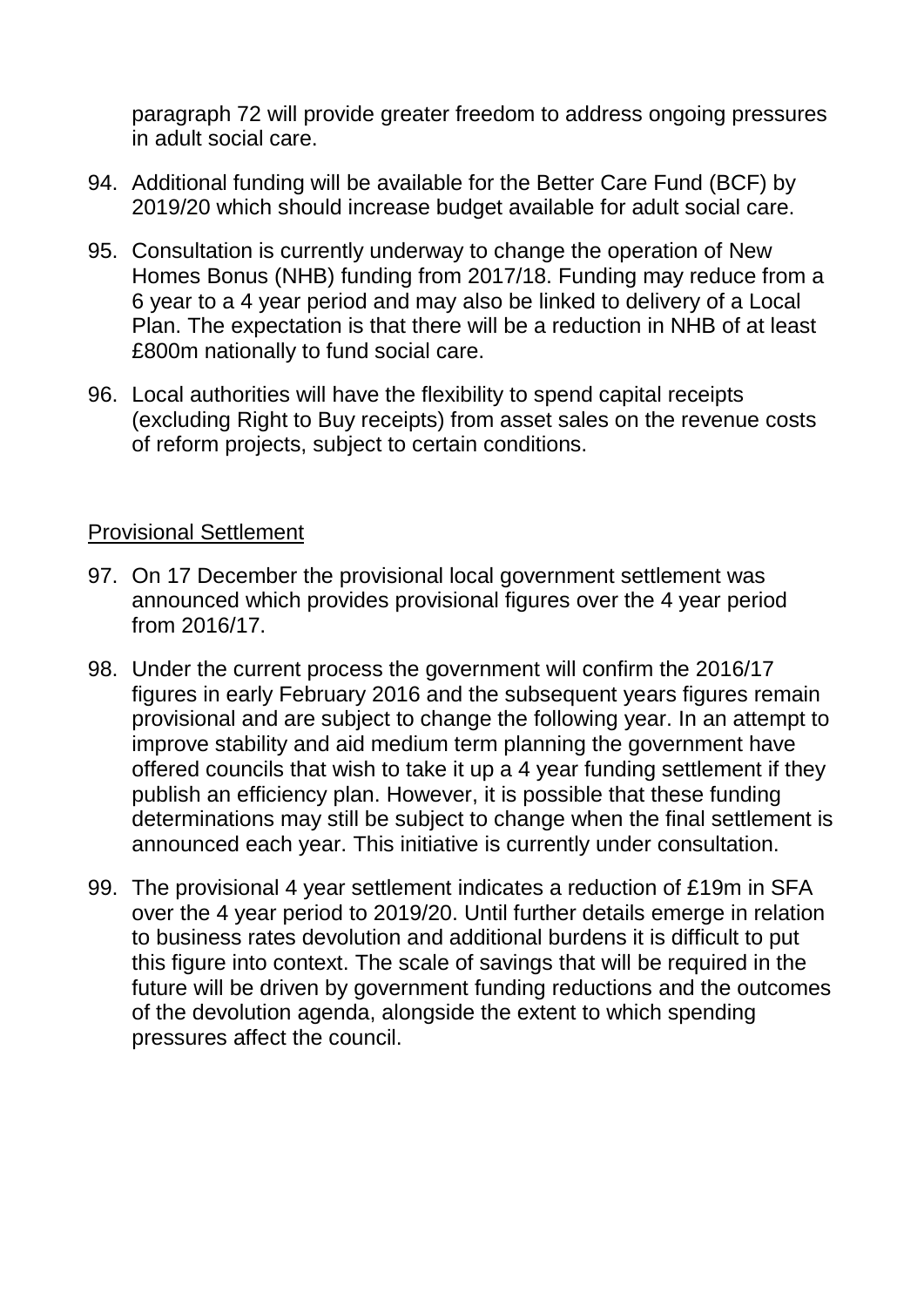paragraph 72 will provide greater freedom to address ongoing pressures in adult social care.

94. Additional funding will be available for the Better Care Fund (BCF) by 2019/20 which should increase budget available for adult social care.

95. Consultation is currently underway to change the operation of New Homes Bonus (NHB) funding from 2017/18. Funding may reduce from a 6 year to a 4 year period and may also be linked to delivery of a Local Plan. The expectation is that there will be a reduction in NHB of at least £800m nationally to fund social care.

96. Local authorities will have the flexibility to spend capital receipts (excluding Right to Buy receipts) from asset sales on the revenue costs of reform projects, subject to certain conditions.

<u>Provisional Settlement</u>

97. On 17 December the provisional local government settlement was announced which provides provisional figures over the 4 year period from 2016/17.

98. Under the current process the government will confirm the 2016/17 figures in early February 2016 and the subsequent years figures remain provisional and are subject to change the following year. In an attempt to improve stability and aid medium term planning the government have offered councils that wish to take it up a 4 year funding settlement if they publish an efficiency plan. However, it is possible that these funding determinations may still be subject to change when the final settlement is announced each year. This initiative is currently under consultation.

99. The provisional 4 year settlement indicates a reduction of £19m in SFA over the 4 year period to 2019/20. Until further details emerge in relation to business rates devolution and additional burdens it is difficult to put this figure into context. The scale of savings that will be required in the future will be driven by government funding reductions and the outcomes of the devolution agenda, alongside the extent to which spending pressures affect the council.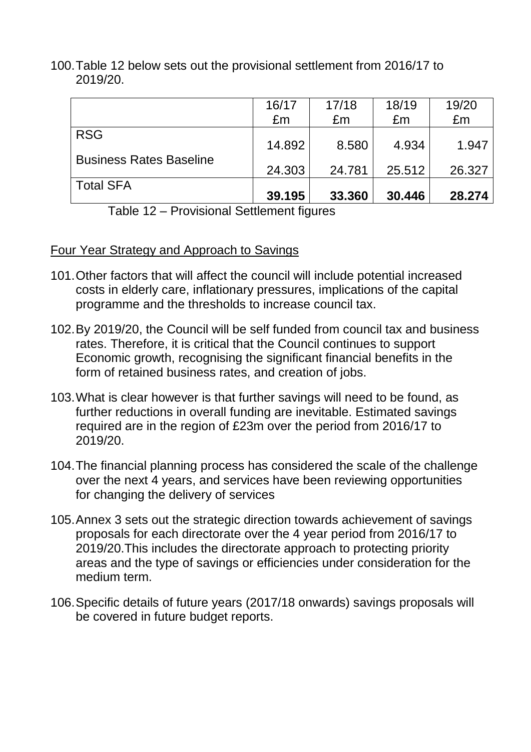100. Table 12 below sets out the provisional settlement from 2016/17 to 2019/20.

| | 16/17 £m | 17/18 £m | 18/19 £m | 19/20 £m |
|---|---|---|---|---|
| RSG | 14.892 | 8.580 | 4.934 | 1.947 |
| Business Rates Baseline | 24.303 | 24.781 | 25.512 | 26.327 |
| Total SFA | **39.195** | **33.360** | **30.446** | **28.274** |

Table 12 – Provisional Settlement figures

<u>Four Year Strategy and Approach to Savings</u>

101. Other factors that will affect the council will include potential increased costs in elderly care, inflationary pressures, implications of the capital programme and the thresholds to increase council tax.

102. By 2019/20, the Council will be self funded from council tax and business rates. Therefore, it is critical that the Council continues to support Economic growth, recognising the significant financial benefits in the form of retained business rates, and creation of jobs.

103. What is clear however is that further savings will need to be found, as further reductions in overall funding are inevitable. Estimated savings required are in the region of £23m over the period from 2016/17 to 2019/20.

104. The financial planning process has considered the scale of the challenge over the next 4 years, and services have been reviewing opportunities for changing the delivery of services

105. Annex 3 sets out the strategic direction towards achievement of savings proposals for each directorate over the 4 year period from 2016/17 to 2019/20.This includes the directorate approach to protecting priority areas and the type of savings or efficiencies under consideration for the medium term.

106. Specific details of future years (2017/18 onwards) savings proposals will be covered in future budget reports.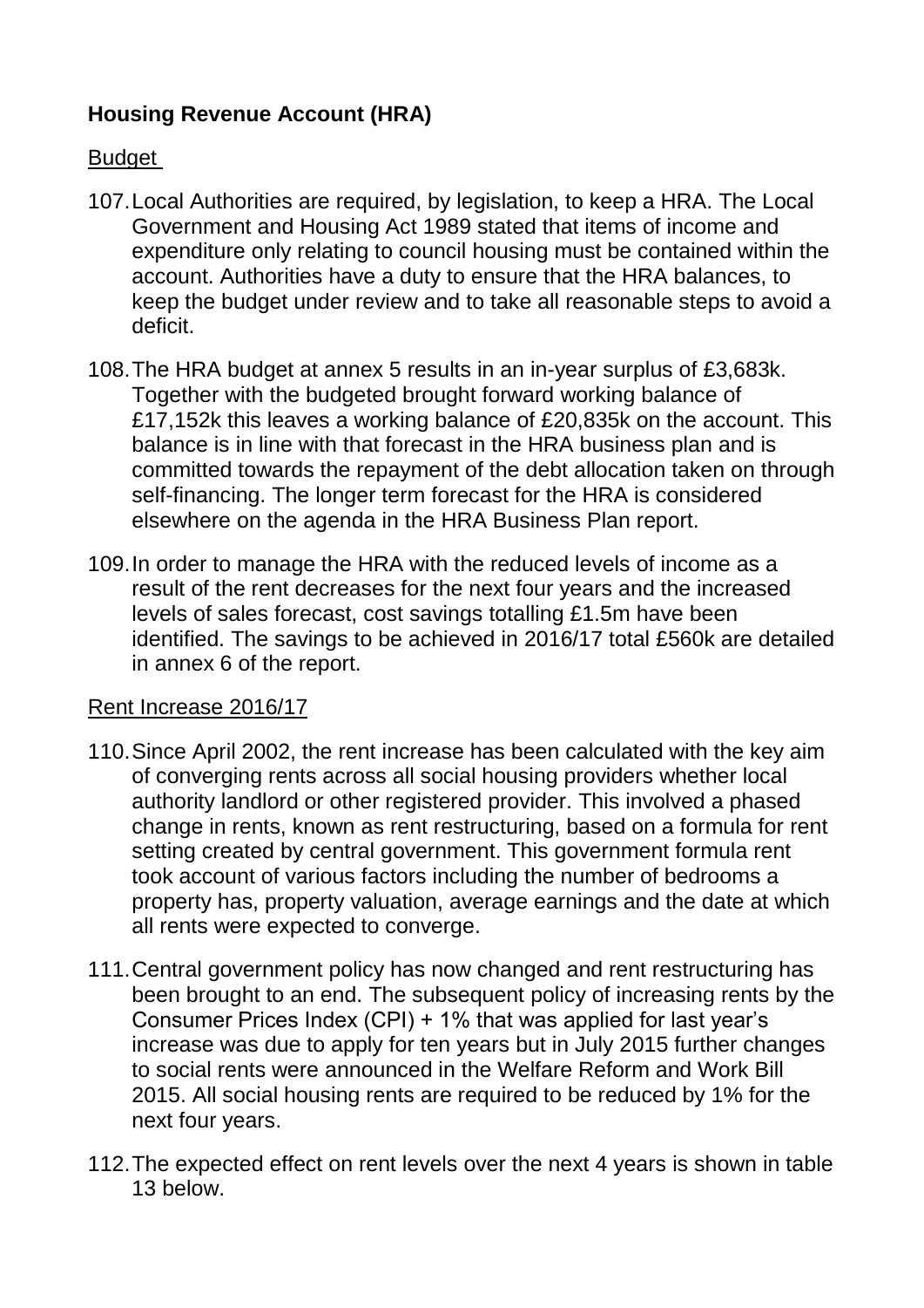## Housing Revenue Account (HRA)

Budget

107. Local Authorities are required, by legislation, to keep a HRA. The Local Government and Housing Act 1989 stated that items of income and expenditure only relating to council housing must be contained within the account. Authorities have a duty to ensure that the HRA balances, to keep the budget under review and to take all reasonable steps to avoid a deficit.

108. The HRA budget at annex 5 results in an in-year surplus of £3,683k. Together with the budgeted brought forward working balance of £17,152k this leaves a working balance of £20,835k on the account. This balance is in line with that forecast in the HRA business plan and is committed towards the repayment of the debt allocation taken on through self-financing. The longer term forecast for the HRA is considered elsewhere on the agenda in the HRA Business Plan report.

109. In order to manage the HRA with the reduced levels of income as a result of the rent decreases for the next four years and the increased levels of sales forecast, cost savings totalling £1.5m have been identified. The savings to be achieved in 2016/17 total £560k are detailed in annex 6 of the report.

Rent Increase 2016/17

110. Since April 2002, the rent increase has been calculated with the key aim of converging rents across all social housing providers whether local authority landlord or other registered provider. This involved a phased change in rents, known as rent restructuring, based on a formula for rent setting created by central government. This government formula rent took account of various factors including the number of bedrooms a property has, property valuation, average earnings and the date at which all rents were expected to converge.

111. Central government policy has now changed and rent restructuring has been brought to an end. The subsequent policy of increasing rents by the Consumer Prices Index (CPI) + 1% that was applied for last year's increase was due to apply for ten years but in July 2015 further changes to social rents were announced in the Welfare Reform and Work Bill 2015. All social housing rents are required to be reduced by 1% for the next four years.

112. The expected effect on rent levels over the next 4 years is shown in table 13 below.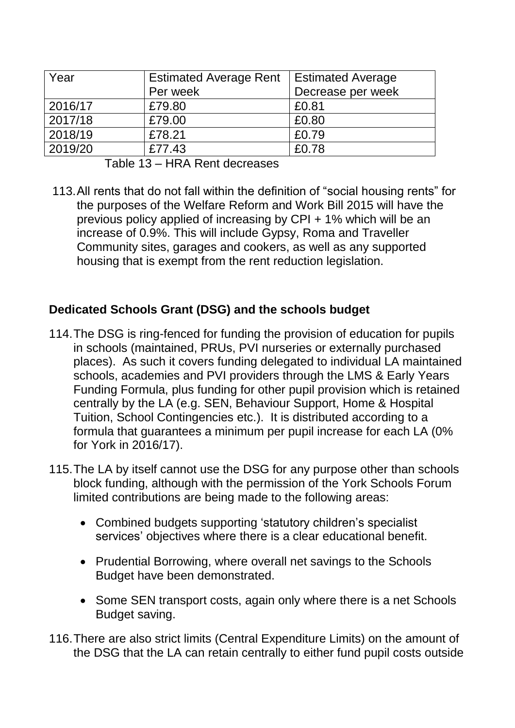| Year | Estimated Average Rent Per week | Estimated Average Decrease per week |
|---|---|---|
| 2016/17 | £79.80 | £0.81 |
| 2017/18 | £79.00 | £0.80 |
| 2018/19 | £78.21 | £0.79 |
| 2019/20 | £77.43 | £0.78 |

Table 13 – HRA Rent decreases

113. All rents that do not fall within the definition of "social housing rents" for the purposes of the Welfare Reform and Work Bill 2015 will have the previous policy applied of increasing by CPI + 1% which will be an increase of 0.9%. This will include Gypsy, Roma and Traveller Community sites, garages and cookers, as well as any supported housing that is exempt from the rent reduction legislation.

**Dedicated Schools Grant (DSG) and the schools budget**

114. The DSG is ring-fenced for funding the provision of education for pupils in schools (maintained, PRUs, PVI nurseries or externally purchased places). As such it covers funding delegated to individual LA maintained schools, academies and PVI providers through the LMS & Early Years Funding Formula, plus funding for other pupil provision which is retained centrally by the LA (e.g. SEN, Behaviour Support, Home & Hospital Tuition, School Contingencies etc.). It is distributed according to a formula that guarantees a minimum per pupil increase for each LA (0% for York in 2016/17).

115. The LA by itself cannot use the DSG for any purpose other than schools block funding, although with the permission of the York Schools Forum limited contributions are being made to the following areas:

- Combined budgets supporting 'statutory children's specialist services' objectives where there is a clear educational benefit.
- Prudential Borrowing, where overall net savings to the Schools Budget have been demonstrated.
- Some SEN transport costs, again only where there is a net Schools Budget saving.

116. There are also strict limits (Central Expenditure Limits) on the amount of the DSG that the LA can retain centrally to either fund pupil costs outside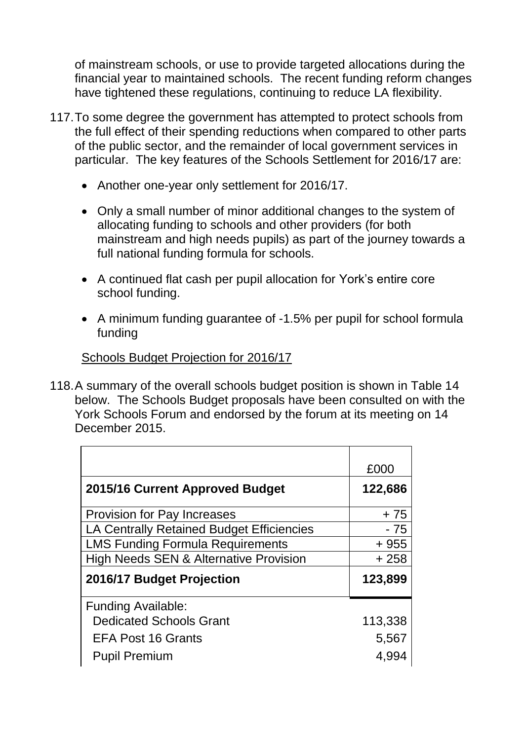of mainstream schools, or use to provide targeted allocations during the financial year to maintained schools. The recent funding reform changes have tightened these regulations, continuing to reduce LA flexibility.

117. To some degree the government has attempted to protect schools from the full effect of their spending reductions when compared to other parts of the public sector, and the remainder of local government services in particular. The key features of the Schools Settlement for 2016/17 are:

- Another one-year only settlement for 2016/17.
- Only a small number of minor additional changes to the system of allocating funding to schools and other providers (for both mainstream and high needs pupils) as part of the journey towards a full national funding formula for schools.
- A continued flat cash per pupil allocation for York's entire core school funding.
- A minimum funding guarantee of -1.5% per pupil for school formula funding

Schools Budget Projection for 2016/17

118. A summary of the overall schools budget position is shown in Table 14 below. The Schools Budget proposals have been consulted on with the York Schools Forum and endorsed by the forum at its meeting on 14 December 2015.

| | £000 |
|---|---|
| **2015/16 Current Approved Budget** | **122,686** |
| Provision for Pay Increases | + 75 |
| LA Centrally Retained Budget Efficiencies | - 75 |
| LMS Funding Formula Requirements | + 955 |
| High Needs SEN & Alternative Provision | + 258 |
| **2016/17 Budget Projection** | **123,899** |
| Funding Available: | |
| Dedicated Schools Grant | 113,338 |
| EFA Post 16 Grants | 5,567 |
| Pupil Premium | 4,994 |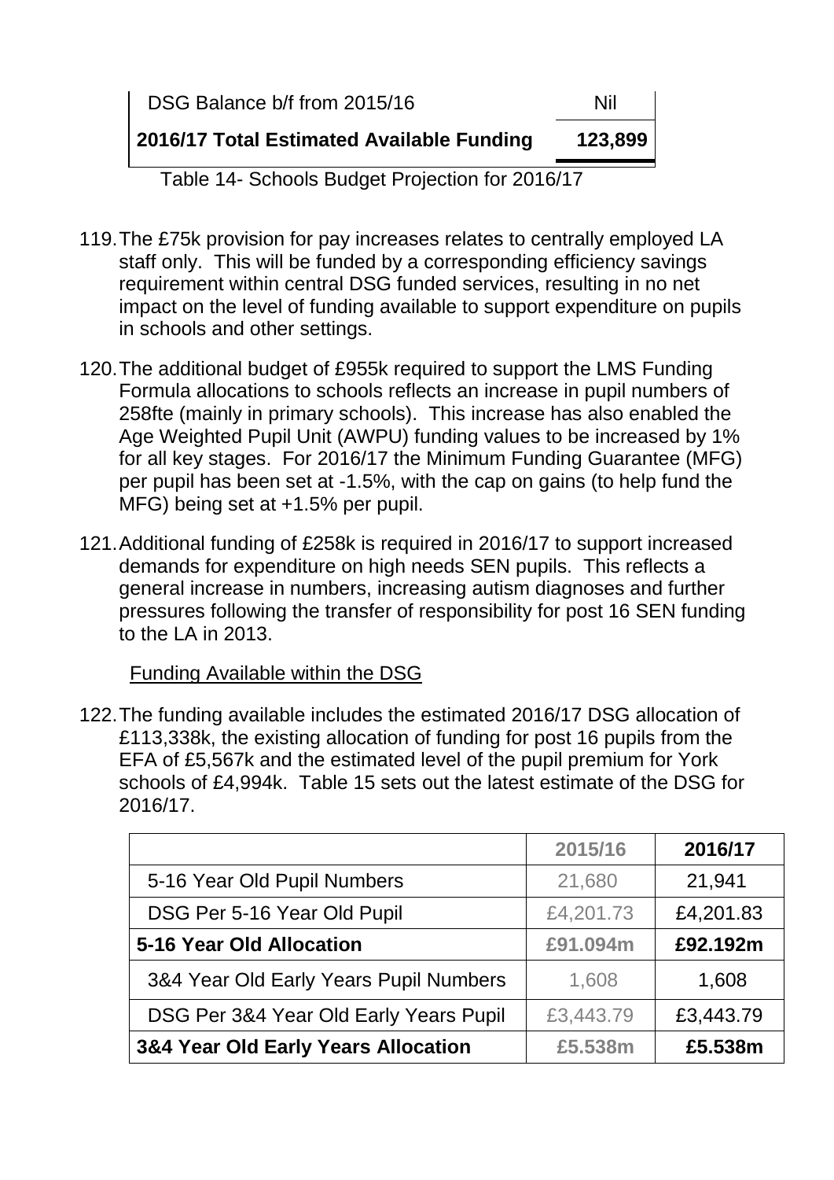| | |
|---|---|
| DSG Balance b/f from 2015/16 | Nil |
| **2016/17 Total Estimated Available Funding** | **123,899** |

Table 14- Schools Budget Projection for 2016/17

119. The £75k provision for pay increases relates to centrally employed LA staff only. This will be funded by a corresponding efficiency savings requirement within central DSG funded services, resulting in no net impact on the level of funding available to support expenditure on pupils in schools and other settings.

120. The additional budget of £955k required to support the LMS Funding Formula allocations to schools reflects an increase in pupil numbers of 258fte (mainly in primary schools). This increase has also enabled the Age Weighted Pupil Unit (AWPU) funding values to be increased by 1% for all key stages. For 2016/17 the Minimum Funding Guarantee (MFG) per pupil has been set at -1.5%, with the cap on gains (to help fund the MFG) being set at +1.5% per pupil.

121. Additional funding of £258k is required in 2016/17 to support increased demands for expenditure on high needs SEN pupils. This reflects a general increase in numbers, increasing autism diagnoses and further pressures following the transfer of responsibility for post 16 SEN funding to the LA in 2013.

Funding Available within the DSG

122. The funding available includes the estimated 2016/17 DSG allocation of £113,338k, the existing allocation of funding for post 16 pupils from the EFA of £5,567k and the estimated level of the pupil premium for York schools of £4,994k. Table 15 sets out the latest estimate of the DSG for 2016/17.

| | 2015/16 | 2016/17 |
|---|---|---|
| 5-16 Year Old Pupil Numbers | 21,680 | 21,941 |
| DSG Per 5-16 Year Old Pupil | £4,201.73 | £4,201.83 |
| **5-16 Year Old Allocation** | **£91.094m** | **£92.192m** |
| 3&4 Year Old Early Years Pupil Numbers | 1,608 | 1,608 |
| DSG Per 3&4 Year Old Early Years Pupil | £3,443.79 | £3,443.79 |
| **3&4 Year Old Early Years Allocation** | **£5.538m** | **£5.538m** |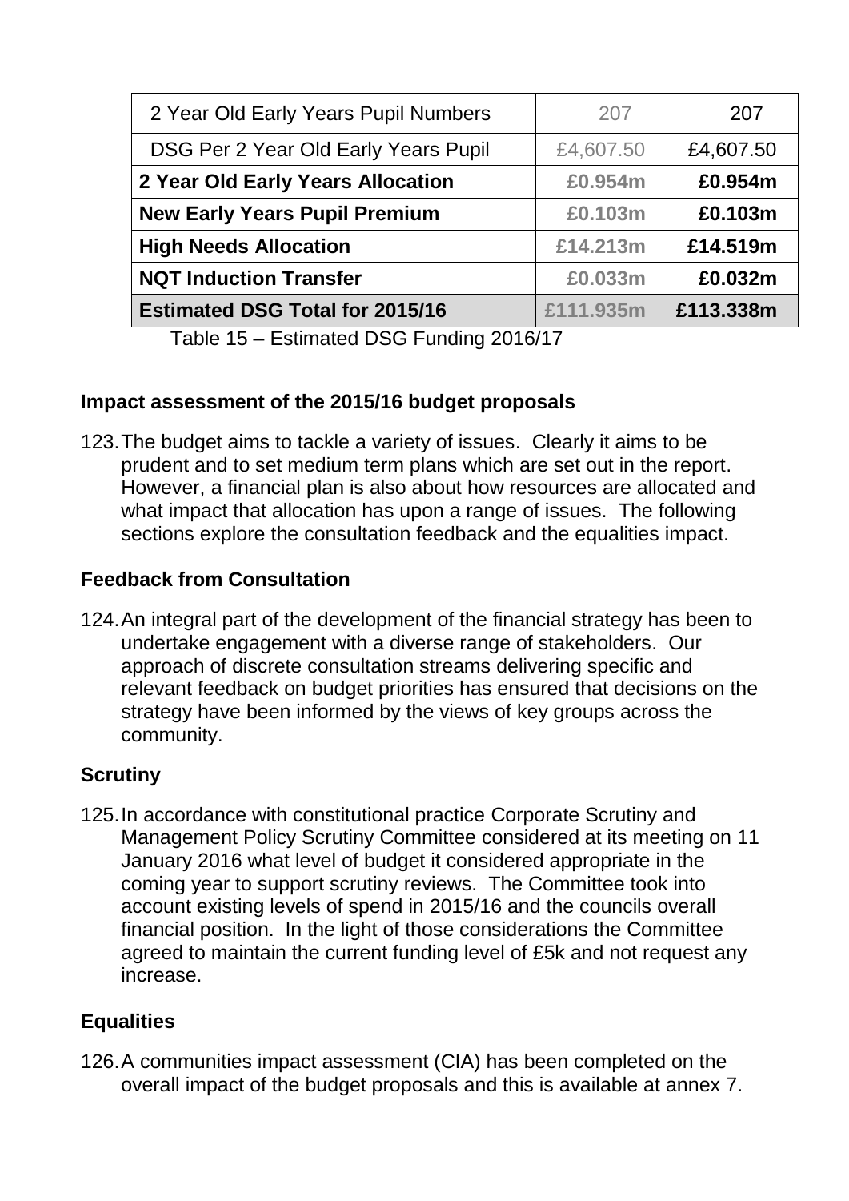| 2 Year Old Early Years Pupil Numbers | 207 | 207 |
| --- | --- | --- |
| DSG Per 2 Year Old Early Years Pupil | £4,607.50 | £4,607.50 |
| **2 Year Old Early Years Allocation** | **£0.954m** | **£0.954m** |
| **New Early Years Pupil Premium** | **£0.103m** | **£0.103m** |
| **High Needs Allocation** | **£14.213m** | **£14.519m** |
| **NQT Induction Transfer** | **£0.033m** | **£0.032m** |
| **Estimated DSG Total for 2015/16** | **£111.935m** | **£113.338m** |

Table 15 – Estimated DSG Funding 2016/17

## Impact assessment of the 2015/16 budget proposals

123. The budget aims to tackle a variety of issues. Clearly it aims to be prudent and to set medium term plans which are set out in the report. However, a financial plan is also about how resources are allocated and what impact that allocation has upon a range of issues. The following sections explore the consultation feedback and the equalities impact.

## Feedback from Consultation

124. An integral part of the development of the financial strategy has been to undertake engagement with a diverse range of stakeholders. Our approach of discrete consultation streams delivering specific and relevant feedback on budget priorities has ensured that decisions on the strategy have been informed by the views of key groups across the community.

## Scrutiny

125. In accordance with constitutional practice Corporate Scrutiny and Management Policy Scrutiny Committee considered at its meeting on 11 January 2016 what level of budget it considered appropriate in the coming year to support scrutiny reviews. The Committee took into account existing levels of spend in 2015/16 and the councils overall financial position. In the light of those considerations the Committee agreed to maintain the current funding level of £5k and not request any increase.

## Equalities

126. A communities impact assessment (CIA) has been completed on the overall impact of the budget proposals and this is available at annex 7.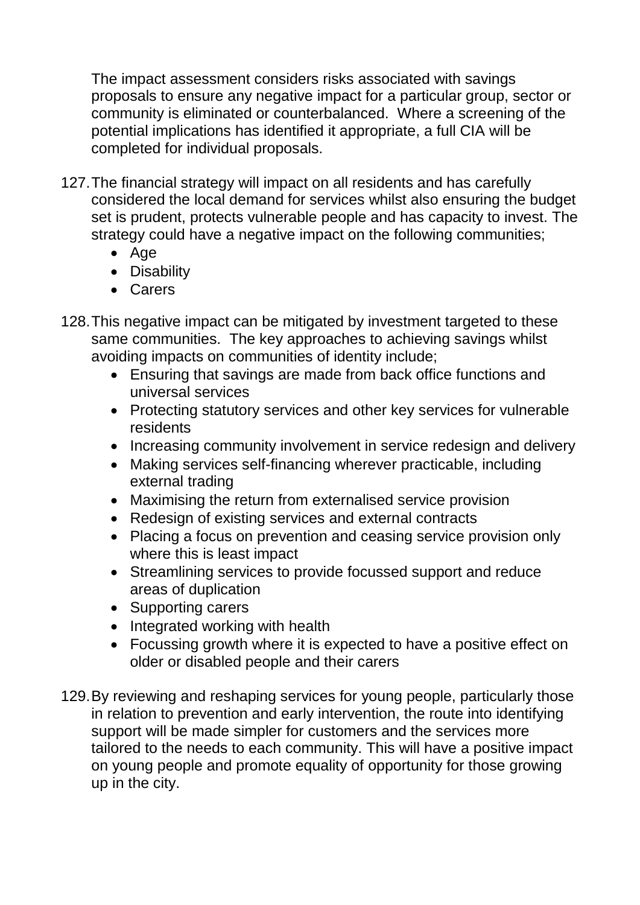The impact assessment considers risks associated with savings proposals to ensure any negative impact for a particular group, sector or community is eliminated or counterbalanced. Where a screening of the potential implications has identified it appropriate, a full CIA will be completed for individual proposals.

127. The financial strategy will impact on all residents and has carefully considered the local demand for services whilst also ensuring the budget set is prudent, protects vulnerable people and has capacity to invest. The strategy could have a negative impact on the following communities;
    - Age
    - Disability
    - Carers

128. This negative impact can be mitigated by investment targeted to these same communities. The key approaches to achieving savings whilst avoiding impacts on communities of identity include;
    - Ensuring that savings are made from back office functions and universal services
    - Protecting statutory services and other key services for vulnerable residents
    - Increasing community involvement in service redesign and delivery
    - Making services self-financing wherever practicable, including external trading
    - Maximising the return from externalised service provision
    - Redesign of existing services and external contracts
    - Placing a focus on prevention and ceasing service provision only where this is least impact
    - Streamlining services to provide focussed support and reduce areas of duplication
    - Supporting carers
    - Integrated working with health
    - Focussing growth where it is expected to have a positive effect on older or disabled people and their carers

129. By reviewing and reshaping services for young people, particularly those in relation to prevention and early intervention, the route into identifying support will be made simpler for customers and the services more tailored to the needs to each community. This will have a positive impact on young people and promote equality of opportunity for those growing up in the city.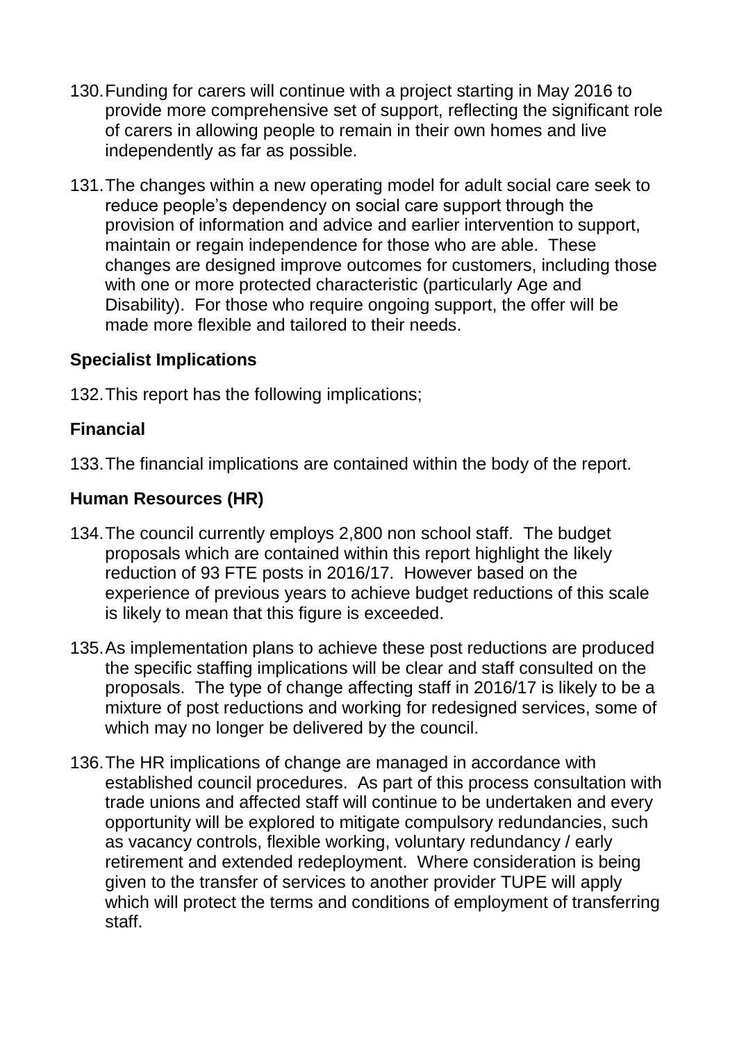130. Funding for carers will continue with a project starting in May 2016 to provide more comprehensive set of support, reflecting the significant role of carers in allowing people to remain in their own homes and live independently as far as possible.

131. The changes within a new operating model for adult social care seek to reduce people's dependency on social care support through the provision of information and advice and earlier intervention to support, maintain or regain independence for those who are able. These changes are designed improve outcomes for customers, including those with one or more protected characteristic (particularly Age and Disability). For those who require ongoing support, the offer will be made more flexible and tailored to their needs.

## Specialist Implications

132. This report has the following implications;

## Financial

133. The financial implications are contained within the body of the report.

## Human Resources (HR)

134. The council currently employs 2,800 non school staff. The budget proposals which are contained within this report highlight the likely reduction of 93 FTE posts in 2016/17. However based on the experience of previous years to achieve budget reductions of this scale is likely to mean that this figure is exceeded.

135. As implementation plans to achieve these post reductions are produced the specific staffing implications will be clear and staff consulted on the proposals. The type of change affecting staff in 2016/17 is likely to be a mixture of post reductions and working for redesigned services, some of which may no longer be delivered by the council.

136. The HR implications of change are managed in accordance with established council procedures. As part of this process consultation with trade unions and affected staff will continue to be undertaken and every opportunity will be explored to mitigate compulsory redundancies, such as vacancy controls, flexible working, voluntary redundancy / early retirement and extended redeployment. Where consideration is being given to the transfer of services to another provider TUPE will apply which will protect the terms and conditions of employment of transferring staff.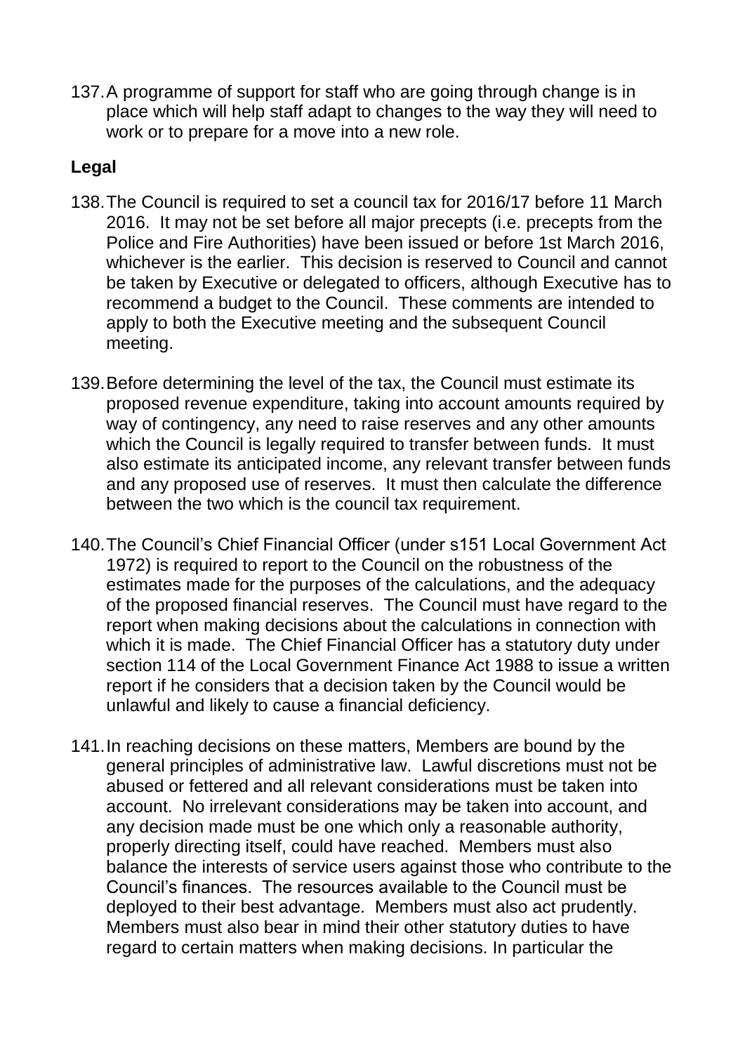137. A programme of support for staff who are going through change is in place which will help staff adapt to changes to the way they will need to work or to prepare for a move into a new role.

**Legal**

138. The Council is required to set a council tax for 2016/17 before 11 March 2016. It may not be set before all major precepts (i.e. precepts from the Police and Fire Authorities) have been issued or before 1st March 2016, whichever is the earlier. This decision is reserved to Council and cannot be taken by Executive or delegated to officers, although Executive has to recommend a budget to the Council. These comments are intended to apply to both the Executive meeting and the subsequent Council meeting.

139. Before determining the level of the tax, the Council must estimate its proposed revenue expenditure, taking into account amounts required by way of contingency, any need to raise reserves and any other amounts which the Council is legally required to transfer between funds. It must also estimate its anticipated income, any relevant transfer between funds and any proposed use of reserves. It must then calculate the difference between the two which is the council tax requirement.

140. The Council's Chief Financial Officer (under s151 Local Government Act 1972) is required to report to the Council on the robustness of the estimates made for the purposes of the calculations, and the adequacy of the proposed financial reserves. The Council must have regard to the report when making decisions about the calculations in connection with which it is made. The Chief Financial Officer has a statutory duty under section 114 of the Local Government Finance Act 1988 to issue a written report if he considers that a decision taken by the Council would be unlawful and likely to cause a financial deficiency.

141. In reaching decisions on these matters, Members are bound by the general principles of administrative law. Lawful discretions must not be abused or fettered and all relevant considerations must be taken into account. No irrelevant considerations may be taken into account, and any decision made must be one which only a reasonable authority, properly directing itself, could have reached. Members must also balance the interests of service users against those who contribute to the Council's finances. The resources available to the Council must be deployed to their best advantage. Members must also act prudently. Members must also bear in mind their other statutory duties to have regard to certain matters when making decisions. In particular the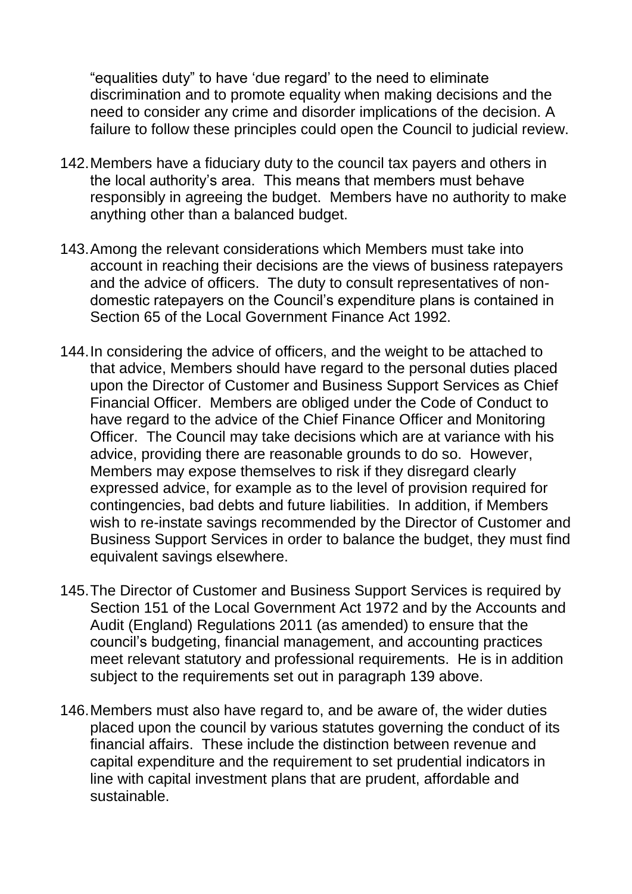"equalities duty" to have 'due regard' to the need to eliminate discrimination and to promote equality when making decisions and the need to consider any crime and disorder implications of the decision. A failure to follow these principles could open the Council to judicial review.

142. Members have a fiduciary duty to the council tax payers and others in the local authority's area. This means that members must behave responsibly in agreeing the budget. Members have no authority to make anything other than a balanced budget.

143. Among the relevant considerations which Members must take into account in reaching their decisions are the views of business ratepayers and the advice of officers. The duty to consult representatives of non-domestic ratepayers on the Council's expenditure plans is contained in Section 65 of the Local Government Finance Act 1992.

144. In considering the advice of officers, and the weight to be attached to that advice, Members should have regard to the personal duties placed upon the Director of Customer and Business Support Services as Chief Financial Officer. Members are obliged under the Code of Conduct to have regard to the advice of the Chief Finance Officer and Monitoring Officer. The Council may take decisions which are at variance with his advice, providing there are reasonable grounds to do so. However, Members may expose themselves to risk if they disregard clearly expressed advice, for example as to the level of provision required for contingencies, bad debts and future liabilities. In addition, if Members wish to re-instate savings recommended by the Director of Customer and Business Support Services in order to balance the budget, they must find equivalent savings elsewhere.

145. The Director of Customer and Business Support Services is required by Section 151 of the Local Government Act 1972 and by the Accounts and Audit (England) Regulations 2011 (as amended) to ensure that the council's budgeting, financial management, and accounting practices meet relevant statutory and professional requirements. He is in addition subject to the requirements set out in paragraph 139 above.

146. Members must also have regard to, and be aware of, the wider duties placed upon the council by various statutes governing the conduct of its financial affairs. These include the distinction between revenue and capital expenditure and the requirement to set prudential indicators in line with capital investment plans that are prudent, affordable and sustainable.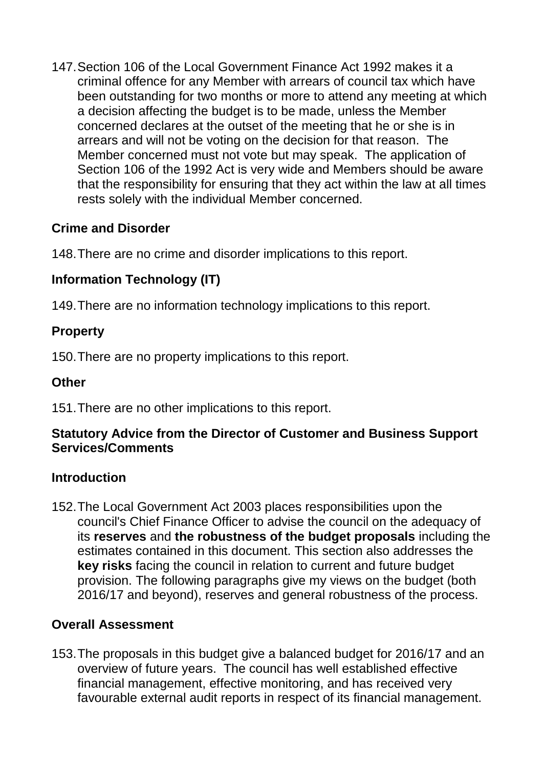147. Section 106 of the Local Government Finance Act 1992 makes it a criminal offence for any Member with arrears of council tax which have been outstanding for two months or more to attend any meeting at which a decision affecting the budget is to be made, unless the Member concerned declares at the outset of the meeting that he or she is in arrears and will not be voting on the decision for that reason. The Member concerned must not vote but may speak. The application of Section 106 of the 1992 Act is very wide and Members should be aware that the responsibility for ensuring that they act within the law at all times rests solely with the individual Member concerned.

**Crime and Disorder**

148. There are no crime and disorder implications to this report.

**Information Technology (IT)**

149. There are no information technology implications to this report.

**Property**

150. There are no property implications to this report.

**Other**

151. There are no other implications to this report.

**Statutory Advice from the Director of Customer and Business Support Services/Comments**

**Introduction**

152. The Local Government Act 2003 places responsibilities upon the council's Chief Finance Officer to advise the council on the adequacy of its **reserves** and **the robustness of the budget proposals** including the estimates contained in this document. This section also addresses the **key risks** facing the council in relation to current and future budget provision. The following paragraphs give my views on the budget (both 2016/17 and beyond), reserves and general robustness of the process.

**Overall Assessment**

153. The proposals in this budget give a balanced budget for 2016/17 and an overview of future years. The council has well established effective financial management, effective monitoring, and has received very favourable external audit reports in respect of its financial management.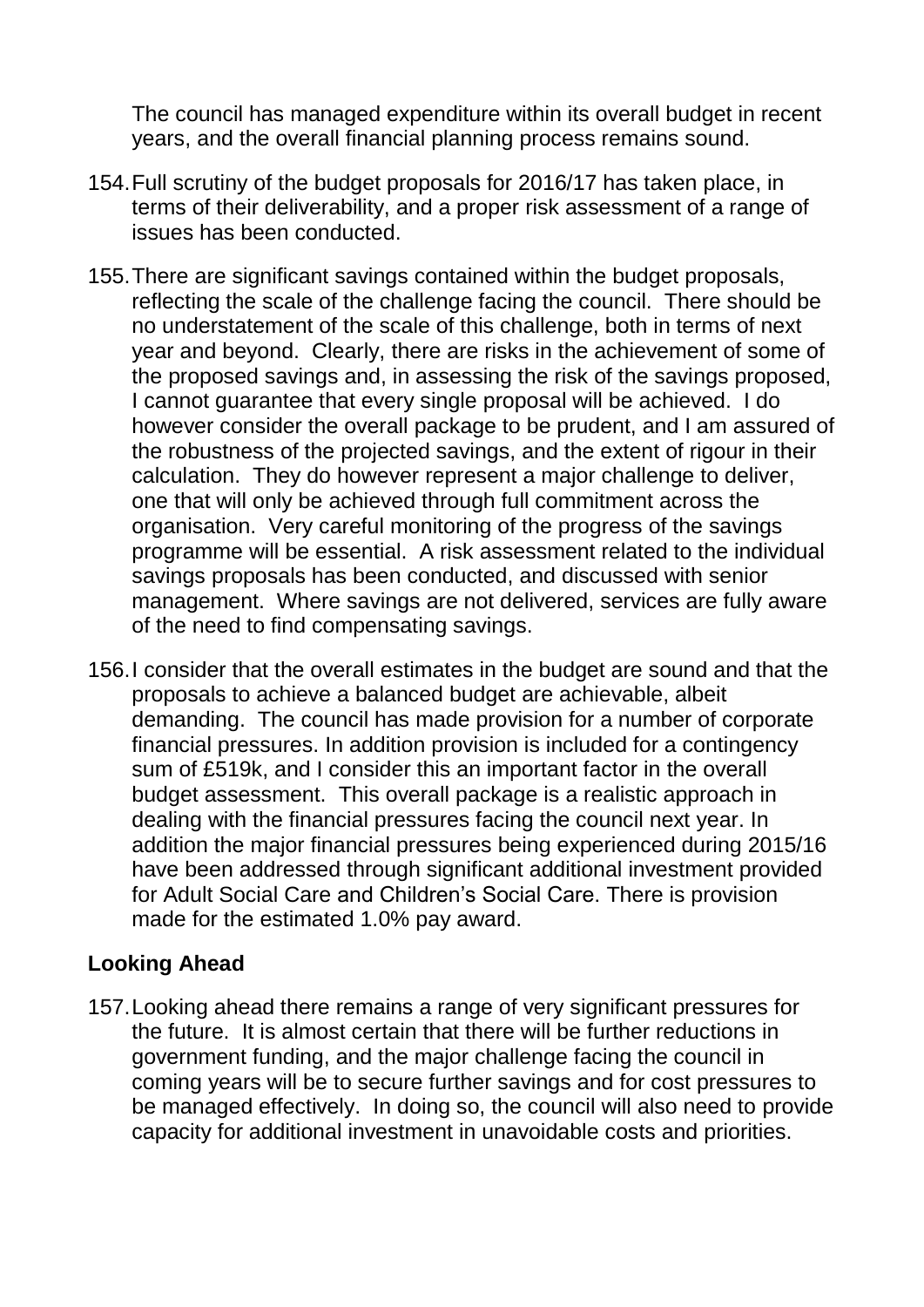The council has managed expenditure within its overall budget in recent years, and the overall financial planning process remains sound.

154. Full scrutiny of the budget proposals for 2016/17 has taken place, in terms of their deliverability, and a proper risk assessment of a range of issues has been conducted.

155. There are significant savings contained within the budget proposals, reflecting the scale of the challenge facing the council. There should be no understatement of the scale of this challenge, both in terms of next year and beyond. Clearly, there are risks in the achievement of some of the proposed savings and, in assessing the risk of the savings proposed, I cannot guarantee that every single proposal will be achieved. I do however consider the overall package to be prudent, and I am assured of the robustness of the projected savings, and the extent of rigour in their calculation. They do however represent a major challenge to deliver, one that will only be achieved through full commitment across the organisation. Very careful monitoring of the progress of the savings programme will be essential. A risk assessment related to the individual savings proposals has been conducted, and discussed with senior management. Where savings are not delivered, services are fully aware of the need to find compensating savings.

156. I consider that the overall estimates in the budget are sound and that the proposals to achieve a balanced budget are achievable, albeit demanding. The council has made provision for a number of corporate financial pressures. In addition provision is included for a contingency sum of £519k, and I consider this an important factor in the overall budget assessment. This overall package is a realistic approach in dealing with the financial pressures facing the council next year. In addition the major financial pressures being experienced during 2015/16 have been addressed through significant additional investment provided for Adult Social Care and Children's Social Care. There is provision made for the estimated 1.0% pay award.

**Looking Ahead**

157. Looking ahead there remains a range of very significant pressures for the future. It is almost certain that there will be further reductions in government funding, and the major challenge facing the council in coming years will be to secure further savings and for cost pressures to be managed effectively. In doing so, the council will also need to provide capacity for additional investment in unavoidable costs and priorities.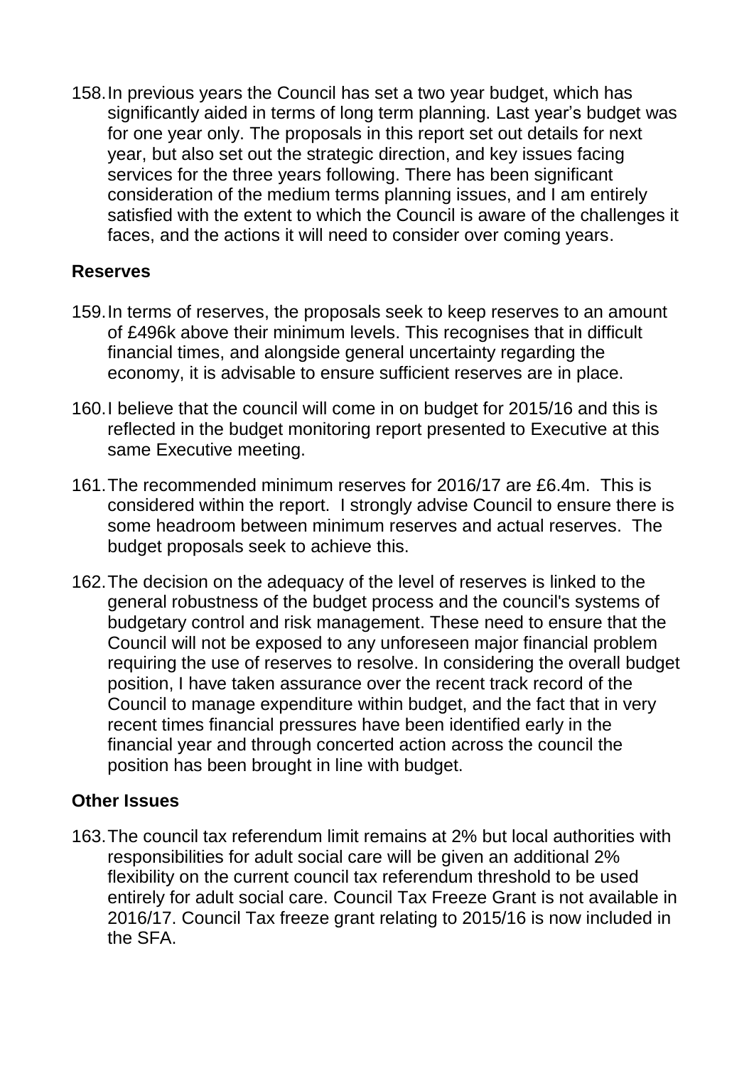158. In previous years the Council has set a two year budget, which has significantly aided in terms of long term planning. Last year's budget was for one year only. The proposals in this report set out details for next year, but also set out the strategic direction, and key issues facing services for the three years following. There has been significant consideration of the medium terms planning issues, and I am entirely satisfied with the extent to which the Council is aware of the challenges it faces, and the actions it will need to consider over coming years.

**Reserves**

159. In terms of reserves, the proposals seek to keep reserves to an amount of £496k above their minimum levels. This recognises that in difficult financial times, and alongside general uncertainty regarding the economy, it is advisable to ensure sufficient reserves are in place.

160. I believe that the council will come in on budget for 2015/16 and this is reflected in the budget monitoring report presented to Executive at this same Executive meeting.

161. The recommended minimum reserves for 2016/17 are £6.4m. This is considered within the report. I strongly advise Council to ensure there is some headroom between minimum reserves and actual reserves. The budget proposals seek to achieve this.

162. The decision on the adequacy of the level of reserves is linked to the general robustness of the budget process and the council's systems of budgetary control and risk management. These need to ensure that the Council will not be exposed to any unforeseen major financial problem requiring the use of reserves to resolve. In considering the overall budget position, I have taken assurance over the recent track record of the Council to manage expenditure within budget, and the fact that in very recent times financial pressures have been identified early in the financial year and through concerted action across the council the position has been brought in line with budget.

**Other Issues**

163. The council tax referendum limit remains at 2% but local authorities with responsibilities for adult social care will be given an additional 2% flexibility on the current council tax referendum threshold to be used entirely for adult social care. Council Tax Freeze Grant is not available in 2016/17. Council Tax freeze grant relating to 2015/16 is now included in the SFA.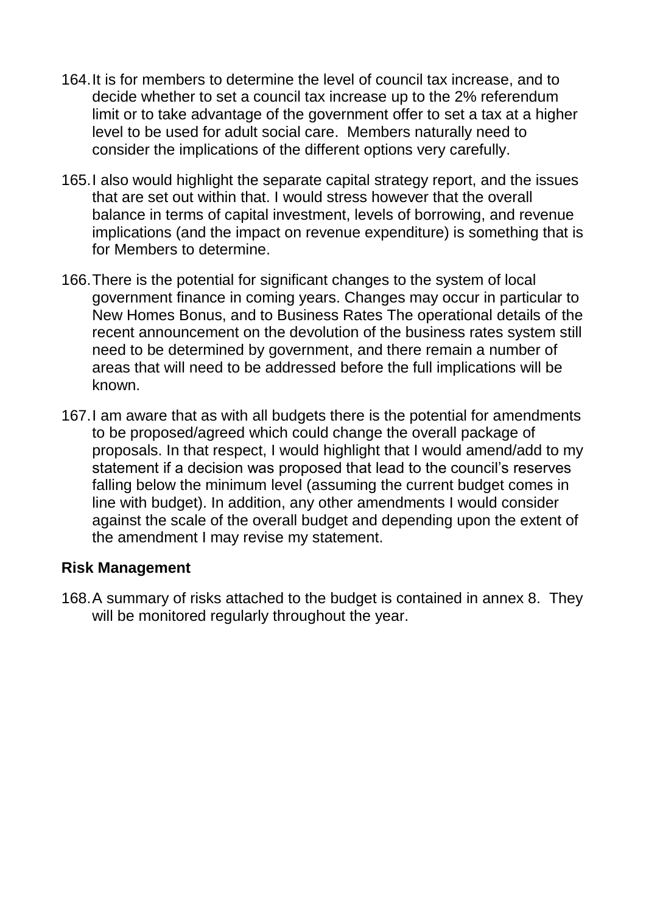164. It is for members to determine the level of council tax increase, and to decide whether to set a council tax increase up to the 2% referendum limit or to take advantage of the government offer to set a tax at a higher level to be used for adult social care. Members naturally need to consider the implications of the different options very carefully.

165. I also would highlight the separate capital strategy report, and the issues that are set out within that. I would stress however that the overall balance in terms of capital investment, levels of borrowing, and revenue implications (and the impact on revenue expenditure) is something that is for Members to determine.

166. There is the potential for significant changes to the system of local government finance in coming years. Changes may occur in particular to New Homes Bonus, and to Business Rates The operational details of the recent announcement on the devolution of the business rates system still need to be determined by government, and there remain a number of areas that will need to be addressed before the full implications will be known.

167. I am aware that as with all budgets there is the potential for amendments to be proposed/agreed which could change the overall package of proposals. In that respect, I would highlight that I would amend/add to my statement if a decision was proposed that lead to the council's reserves falling below the minimum level (assuming the current budget comes in line with budget). In addition, any other amendments I would consider against the scale of the overall budget and depending upon the extent of the amendment I may revise my statement.

**Risk Management**

168. A summary of risks attached to the budget is contained in annex 8. They will be monitored regularly throughout the year.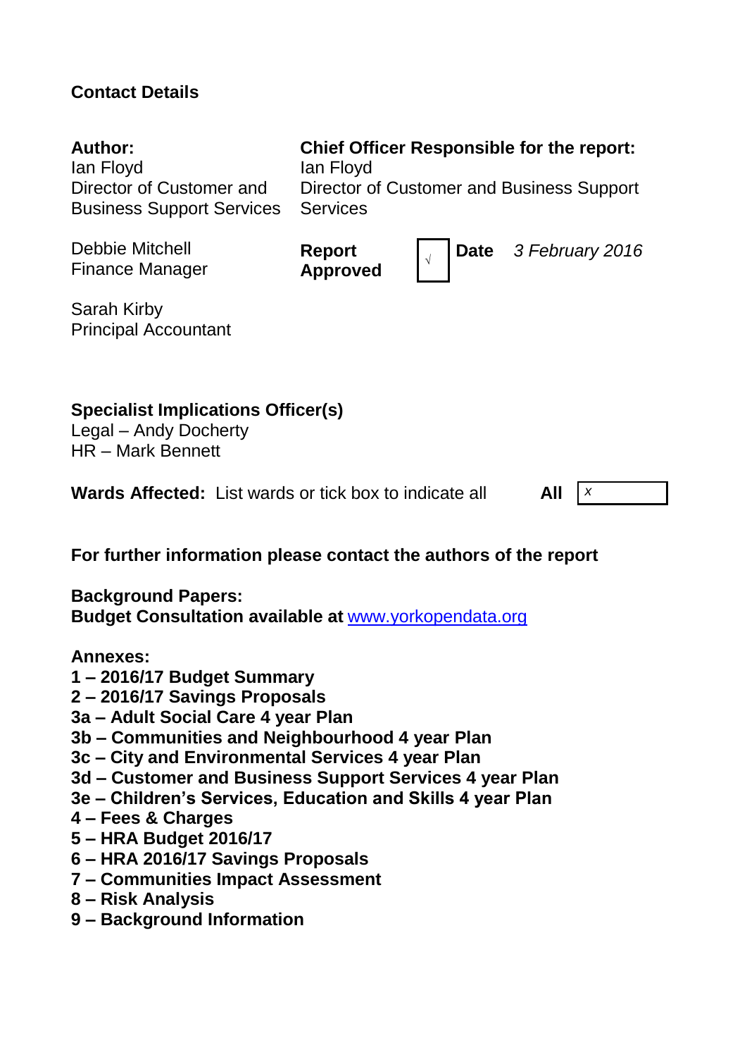**Contact Details**

| **Author:** | **Chief Officer Responsible for the report:** | | |
|---|---|---|---|
| Ian Floyd<br>Director of Customer and Business Support Services | Ian Floyd<br>Director of Customer and Business Support Services | | |
| Debbie Mitchell<br>Finance Manager | **Report Approved** | √ | **Date** *3 February 2016* |
| Sarah Kirby<br>Principal Accountant | | | |

**Specialist Implications Officer(s)**
Legal – Andy Docherty
HR – Mark Bennett

**Wards Affected:** List wards or tick box to indicate all **All** *x*

**For further information please contact the authors of the report**

**Background Papers:**
**Budget Consultation available at** [www.yorkopendata.org](www.yorkopendata.org)

**Annexes:**
**1 – 2016/17 Budget Summary**
**2 – 2016/17 Savings Proposals**
**3a – Adult Social Care 4 year Plan**
**3b – Communities and Neighbourhood 4 year Plan**
**3c – City and Environmental Services 4 year Plan**
**3d – Customer and Business Support Services 4 year Plan**
**3e – Children's Services, Education and Skills 4 year Plan**
**4 – Fees & Charges**
**5 – HRA Budget 2016/17**
**6 – HRA 2016/17 Savings Proposals**
**7 – Communities Impact Assessment**
**8 – Risk Analysis**
**9 – Background Information**